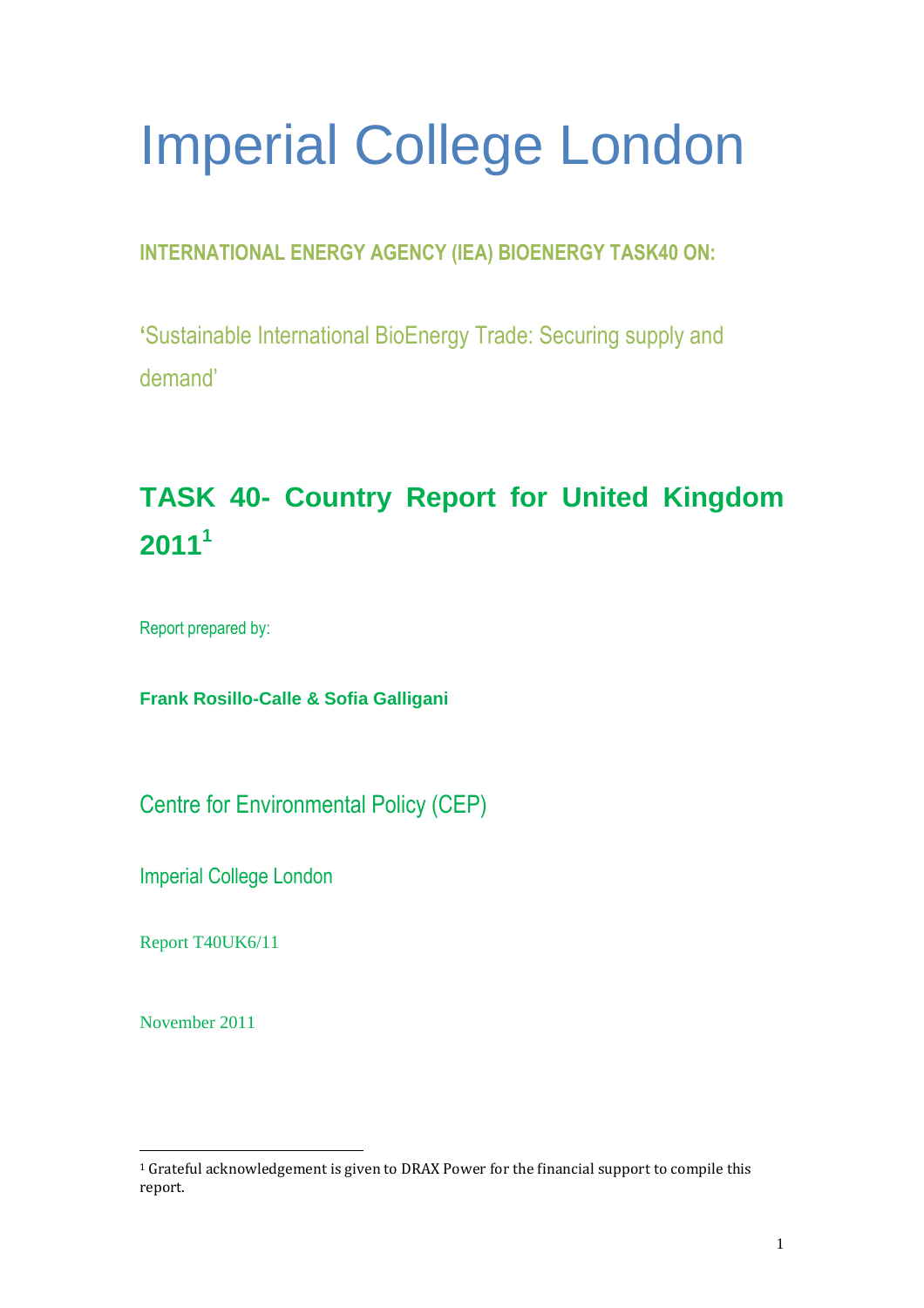# Imperial College London

**INTERNATIONAL ENERGY AGENCY (IEA) BIOENERGY TASK40 ON:**

'Sustainable International BioEnergy Trade: Securing supply and demand'

## TASK 40- Country Report for United Kingdom 2011[1]

Report prepared by:

**Frank Rosillo-Calle & Sofia Galligani**

Centre for Environmental Policy (CEP)

Imperial College London

Report T40UK6/11

November 2011

---

[1] Grateful acknowledgement is given to DRAX Power for the financial support to compile this report.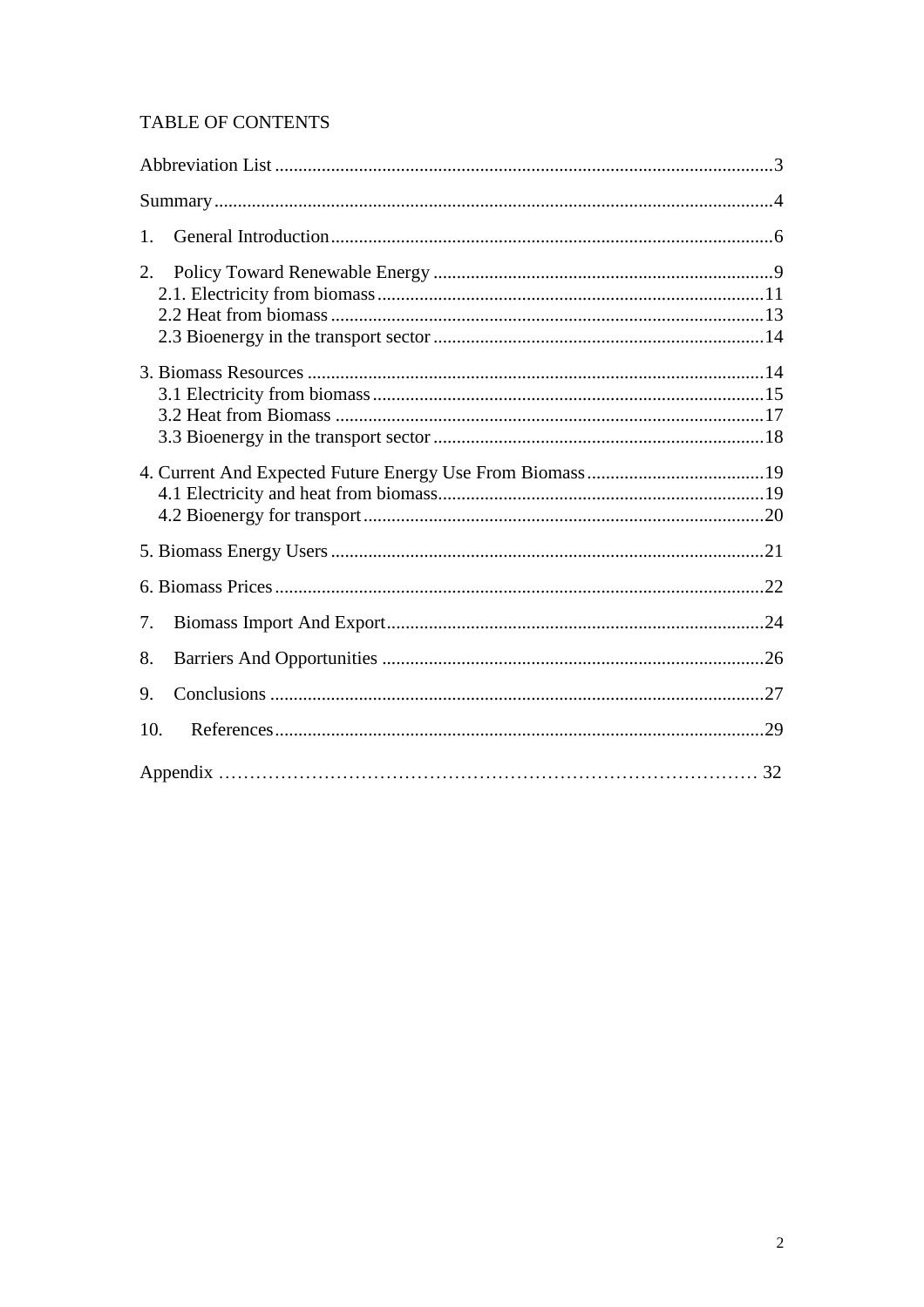# TABLE OF CONTENTS

Abbreviation List ....................................................................................................3

Summary ....................................................................................................................4

1. General Introduction ...........................................................................................6

2. Policy Toward Renewable Energy .......................................................................9
   - 2.1. Electricity from biomass ...............................................................................11
   - 2.2 Heat from biomass ..........................................................................................13
   - 2.3 Bioenergy in the transport sector ..................................................................14

3. Biomass Resources ..............................................................................................14
   - 3.1 Electricity from biomass .................................................................................15
   - 3.2 Heat from Biomass ..........................................................................................17
   - 3.3 Bioenergy in the transport sector ..................................................................18

4. Current And Expected Future Energy Use From Biomass ....................................19
   - 4.1 Electricity and heat from biomass ..................................................................19
   - 4.2 Bioenergy for transport ..................................................................................20

5. Biomass Energy Users ..........................................................................................21

6. Biomass Prices .......................................................................................................22

7. Biomass Import And Export ..................................................................................24

8. Barriers And Opportunities ...................................................................................26

9. Conclusions ...........................................................................................................27

10. References ...........................................................................................................29

Appendix ....................................................................................................................32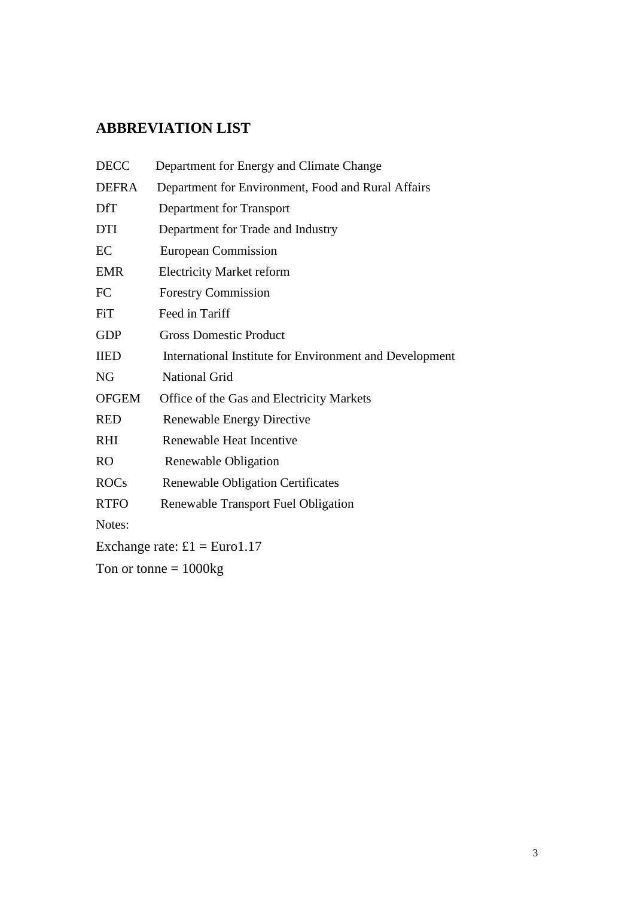## ABBREVIATION LIST

DECC Department for Energy and Climate Change

DEFRA Department for Environment, Food and Rural Affairs

DfT Department for Transport

DTI Department for Trade and Industry

EC European Commission

EMR Electricity Market reform

FC Forestry Commission

FiT Feed in Tariff

GDP Gross Domestic Product

IIED International Institute for Environment and Development

NG National Grid

OFGEM Office of the Gas and Electricity Markets

RED Renewable Energy Directive

RHI Renewable Heat Incentive

RO Renewable Obligation

ROCs Renewable Obligation Certificates

RTFO Renewable Transport Fuel Obligation

Notes:

Exchange rate: £1 = Euro1.17

Ton or tonne = 1000kg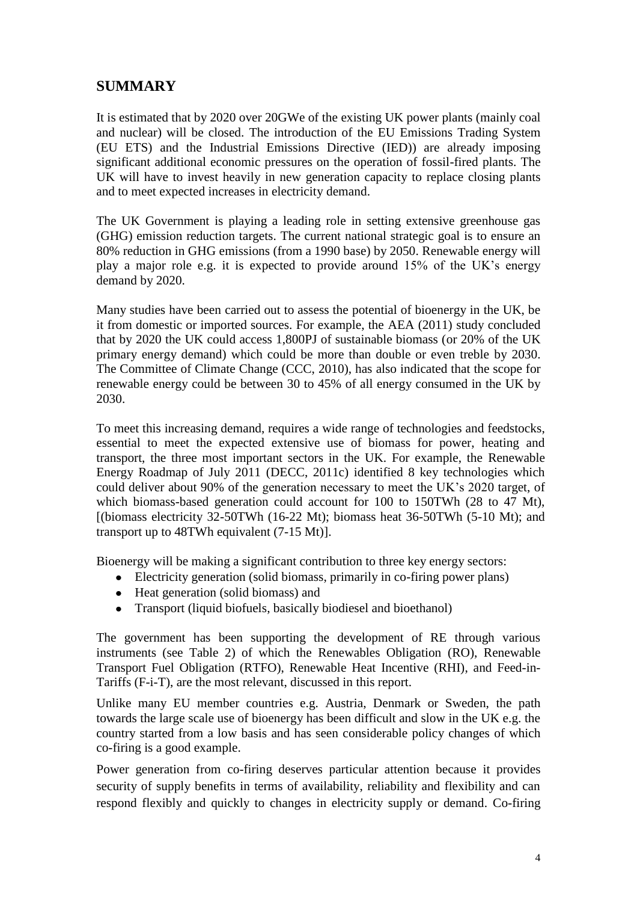## SUMMARY

It is estimated that by 2020 over 20GWe of the existing UK power plants (mainly coal and nuclear) will be closed. The introduction of the EU Emissions Trading System (EU ETS) and the Industrial Emissions Directive (IED)) are already imposing significant additional economic pressures on the operation of fossil-fired plants. The UK will have to invest heavily in new generation capacity to replace closing plants and to meet expected increases in electricity demand.

The UK Government is playing a leading role in setting extensive greenhouse gas (GHG) emission reduction targets. The current national strategic goal is to ensure an 80% reduction in GHG emissions (from a 1990 base) by 2050. Renewable energy will play a major role e.g. it is expected to provide around 15% of the UK's energy demand by 2020.

Many studies have been carried out to assess the potential of bioenergy in the UK, be it from domestic or imported sources. For example, the AEA (2011) study concluded that by 2020 the UK could access 1,800PJ of sustainable biomass (or 20% of the UK primary energy demand) which could be more than double or even treble by 2030. The Committee of Climate Change (CCC, 2010), has also indicated that the scope for renewable energy could be between 30 to 45% of all energy consumed in the UK by 2030.

To meet this increasing demand, requires a wide range of technologies and feedstocks, essential to meet the expected extensive use of biomass for power, heating and transport, the three most important sectors in the UK. For example, the Renewable Energy Roadmap of July 2011 (DECC, 2011c) identified 8 key technologies which could deliver about 90% of the generation necessary to meet the UK's 2020 target, of which biomass-based generation could account for 100 to 150TWh (28 to 47 Mt), [(biomass electricity 32-50TWh (16-22 Mt); biomass heat 36-50TWh (5-10 Mt); and transport up to 48TWh equivalent (7-15 Mt)].

Bioenergy will be making a significant contribution to three key energy sectors:

- Electricity generation (solid biomass, primarily in co-firing power plans)
- Heat generation (solid biomass) and
- Transport (liquid biofuels, basically biodiesel and bioethanol)

The government has been supporting the development of RE through various instruments (see Table 2) of which the Renewables Obligation (RO), Renewable Transport Fuel Obligation (RTFO), Renewable Heat Incentive (RHI), and Feed-in-Tariffs (F-i-T), are the most relevant, discussed in this report.

Unlike many EU member countries e.g. Austria, Denmark or Sweden, the path towards the large scale use of bioenergy has been difficult and slow in the UK e.g. the country started from a low basis and has seen considerable policy changes of which co-firing is a good example.

Power generation from co-firing deserves particular attention because it provides security of supply benefits in terms of availability, reliability and flexibility and can respond flexibly and quickly to changes in electricity supply or demand. Co-firing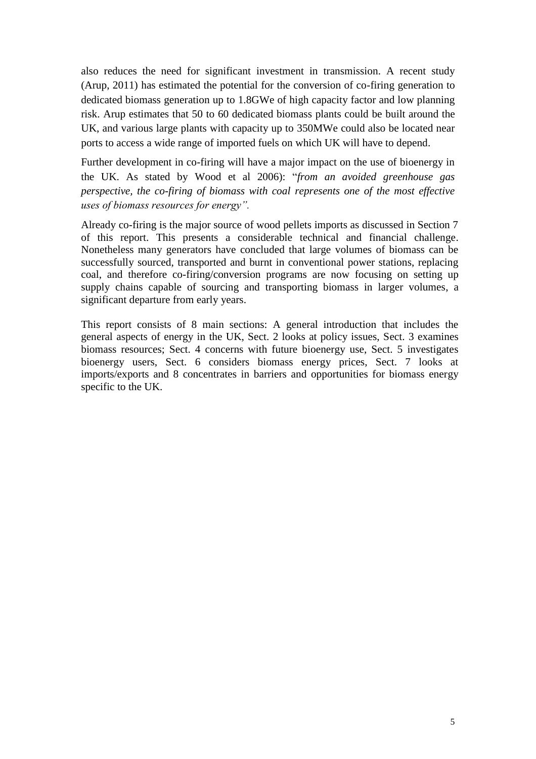also reduces the need for significant investment in transmission. A recent study (Arup, 2011) has estimated the potential for the conversion of co-firing generation to dedicated biomass generation up to 1.8GWe of high capacity factor and low planning risk. Arup estimates that 50 to 60 dedicated biomass plants could be built around the UK, and various large plants with capacity up to 350MWe could also be located near ports to access a wide range of imported fuels on which UK will have to depend.

Further development in co-firing will have a major impact on the use of bioenergy in the UK. As stated by Wood et al 2006): "*from an avoided greenhouse gas perspective, the co-firing of biomass with coal represents one of the most effective uses of biomass resources for energy*".

Already co-firing is the major source of wood pellets imports as discussed in Section 7 of this report. This presents a considerable technical and financial challenge. Nonetheless many generators have concluded that large volumes of biomass can be successfully sourced, transported and burnt in conventional power stations, replacing coal, and therefore co-firing/conversion programs are now focusing on setting up supply chains capable of sourcing and transporting biomass in larger volumes, a significant departure from early years.

This report consists of 8 main sections: A general introduction that includes the general aspects of energy in the UK, Sect. 2 looks at policy issues, Sect. 3 examines biomass resources; Sect. 4 concerns with future bioenergy use, Sect. 5 investigates bioenergy users, Sect. 6 considers biomass energy prices, Sect. 7 looks at imports/exports and 8 concentrates in barriers and opportunities for biomass energy specific to the UK.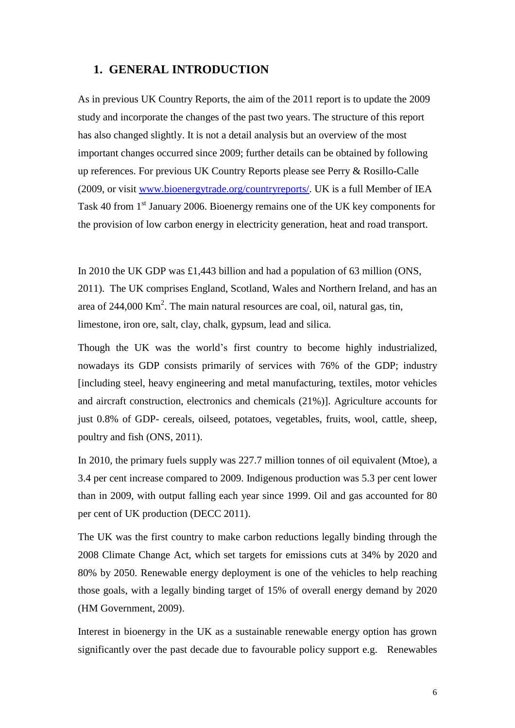## 1. GENERAL INTRODUCTION

As in previous UK Country Reports, the aim of the 2011 report is to update the 2009 study and incorporate the changes of the past two years. The structure of this report has also changed slightly. It is not a detail analysis but an overview of the most important changes occurred since 2009; further details can be obtained by following up references. For previous UK Country Reports please see Perry & Rosillo-Calle (2009, or visit [www.bioenergytrade.org/countryreports/](www.bioenergytrade.org/countryreports/). UK is a full Member of IEA Task 40 from 1st January 2006. Bioenergy remains one of the UK key components for the provision of low carbon energy in electricity generation, heat and road transport.

In 2010 the UK GDP was £1,443 billion and had a population of 63 million (ONS, 2011). The UK comprises England, Scotland, Wales and Northern Ireland, and has an area of 244,000 $Km^2$. The main natural resources are coal, oil, natural gas, tin, limestone, iron ore, salt, clay, chalk, gypsum, lead and silica.

Though the UK was the world's first country to become highly industrialized, nowadays its GDP consists primarily of services with 76% of the GDP; industry [including steel, heavy engineering and metal manufacturing, textiles, motor vehicles and aircraft construction, electronics and chemicals (21%)]. Agriculture accounts for just 0.8% of GDP- cereals, oilseed, potatoes, vegetables, fruits, wool, cattle, sheep, poultry and fish (ONS, 2011).

In 2010, the primary fuels supply was 227.7 million tonnes of oil equivalent (Mtoe), a 3.4 per cent increase compared to 2009. Indigenous production was 5.3 per cent lower than in 2009, with output falling each year since 1999. Oil and gas accounted for 80 per cent of UK production (DECC 2011).

The UK was the first country to make carbon reductions legally binding through the 2008 Climate Change Act, which set targets for emissions cuts at 34% by 2020 and 80% by 2050. Renewable energy deployment is one of the vehicles to help reaching those goals, with a legally binding target of 15% of overall energy demand by 2020 (HM Government, 2009).

Interest in bioenergy in the UK as a sustainable renewable energy option has grown significantly over the past decade due to favourable policy support e.g. Renewables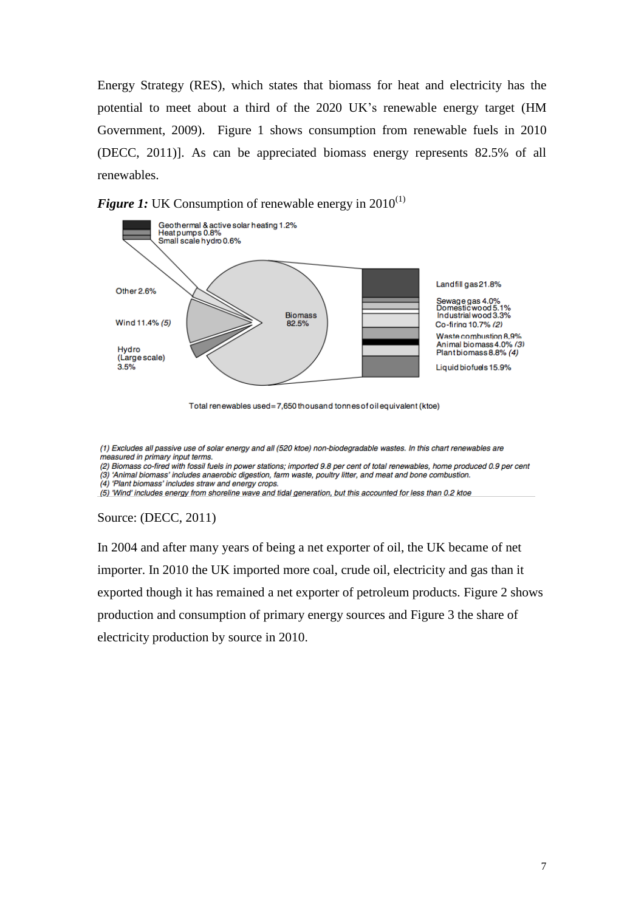Energy Strategy (RES), which states that biomass for heat and electricity has the potential to meet about a third of the 2020 UK's renewable energy target (HM Government, 2009). Figure 1 shows consumption from renewable fuels in 2010 (DECC, 2011)]. As can be appreciated biomass energy represents 82.5% of all renewables.

***Figure 1:*** UK Consumption of renewable energy in 2010[(1)]

Geothermal & active solar heating 1.2%
Heat pumps 0.8%
Small scale hydro 0.6%

Other 2.6%

Wind 11.4% *(5)*

Hydro (Large scale) 3.5%

Biomass 82.5%

Landfill gas 21.8%
Sewage gas 4.0%
Domestic wood 5.1%
Industrial wood 3.3%
Co-firing 10.7% *(2)*
Waste combustion 8.9%
Animal biomass 4.0% *(3)*
Plant biomass 8.8% *(4)*
Liquid biofuels 15.9%

Total renewables used = 7,650 thousand tonnes of oil equivalent (ktoe)

*(1) Excludes all passive use of solar energy and all (520 ktoe) non-biodegradable wastes. In this chart renewables are measured in primary input terms.*
*(2) Biomass co-fired with fossil fuels in power stations; imported 9.8 per cent of total renewables, home produced 0.9 per cent*
*(3) 'Animal biomass' includes anaerobic digestion, farm waste, poultry litter, and meat and bone combustion.*
*(4) 'Plant biomass' includes straw and energy crops.*
*(5) 'Wind' includes energy from shoreline wave and tidal generation, but this accounted for less than 0.2 ktoe*

Source: (DECC, 2011)

In 2004 and after many years of being a net exporter of oil, the UK became of net importer. In 2010 the UK imported more coal, crude oil, electricity and gas than it exported though it has remained a net exporter of petroleum products. Figure 2 shows production and consumption of primary energy sources and Figure 3 the share of electricity production by source in 2010.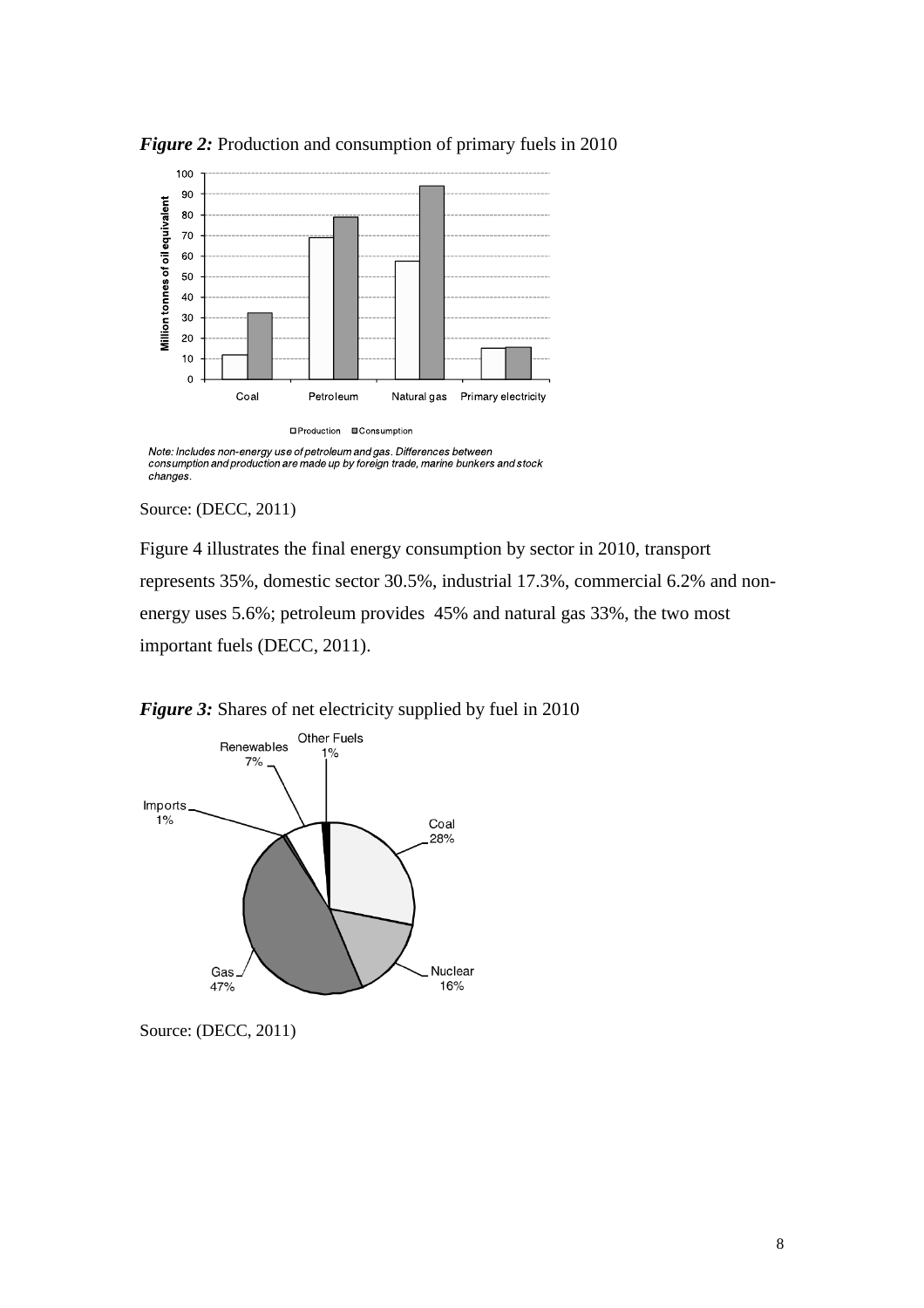*Figure 2:* Production and consumption of primary fuels in 2010

*Note: Includes non-energy use of petroleum and gas. Differences between consumption and production are made up by foreign trade, marine bunkers and stock changes.*

Source: (DECC, 2011)

Figure 4 illustrates the final energy consumption by sector in 2010, transport represents 35%, domestic sector 30.5%, industrial 17.3%, commercial 6.2% and non-energy uses 5.6%; petroleum provides 45% and natural gas 33%, the two most important fuels (DECC, 2011).

*Figure 3:* Shares of net electricity supplied by fuel in 2010

Source: (DECC, 2011)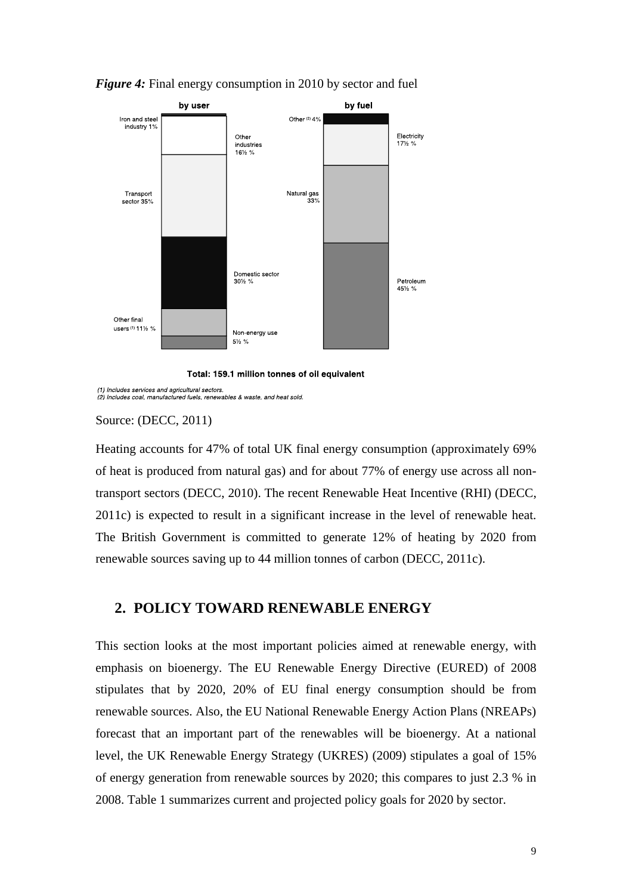*Figure 4:* Final energy consumption in 2010 by sector and fuel

Source: (DECC, 2011)

Heating accounts for 47% of total UK final energy consumption (approximately 69% of heat is produced from natural gas) and for about 77% of energy use across all non-transport sectors (DECC, 2010). The recent Renewable Heat Incentive (RHI) (DECC, 2011c) is expected to result in a significant increase in the level of renewable heat. The British Government is committed to generate 12% of heating by 2020 from renewable sources saving up to 44 million tonnes of carbon (DECC, 2011c).

## 2. POLICY TOWARD RENEWABLE ENERGY

This section looks at the most important policies aimed at renewable energy, with emphasis on bioenergy. The EU Renewable Energy Directive (EURED) of 2008 stipulates that by 2020, 20% of EU final energy consumption should be from renewable sources. Also, the EU National Renewable Energy Action Plans (NREAPs) forecast that an important part of the renewables will be bioenergy. At a national level, the UK Renewable Energy Strategy (UKRES) (2009) stipulates a goal of 15% of energy generation from renewable sources by 2020; this compares to just 2.3 % in 2008. Table 1 summarizes current and projected policy goals for 2020 by sector.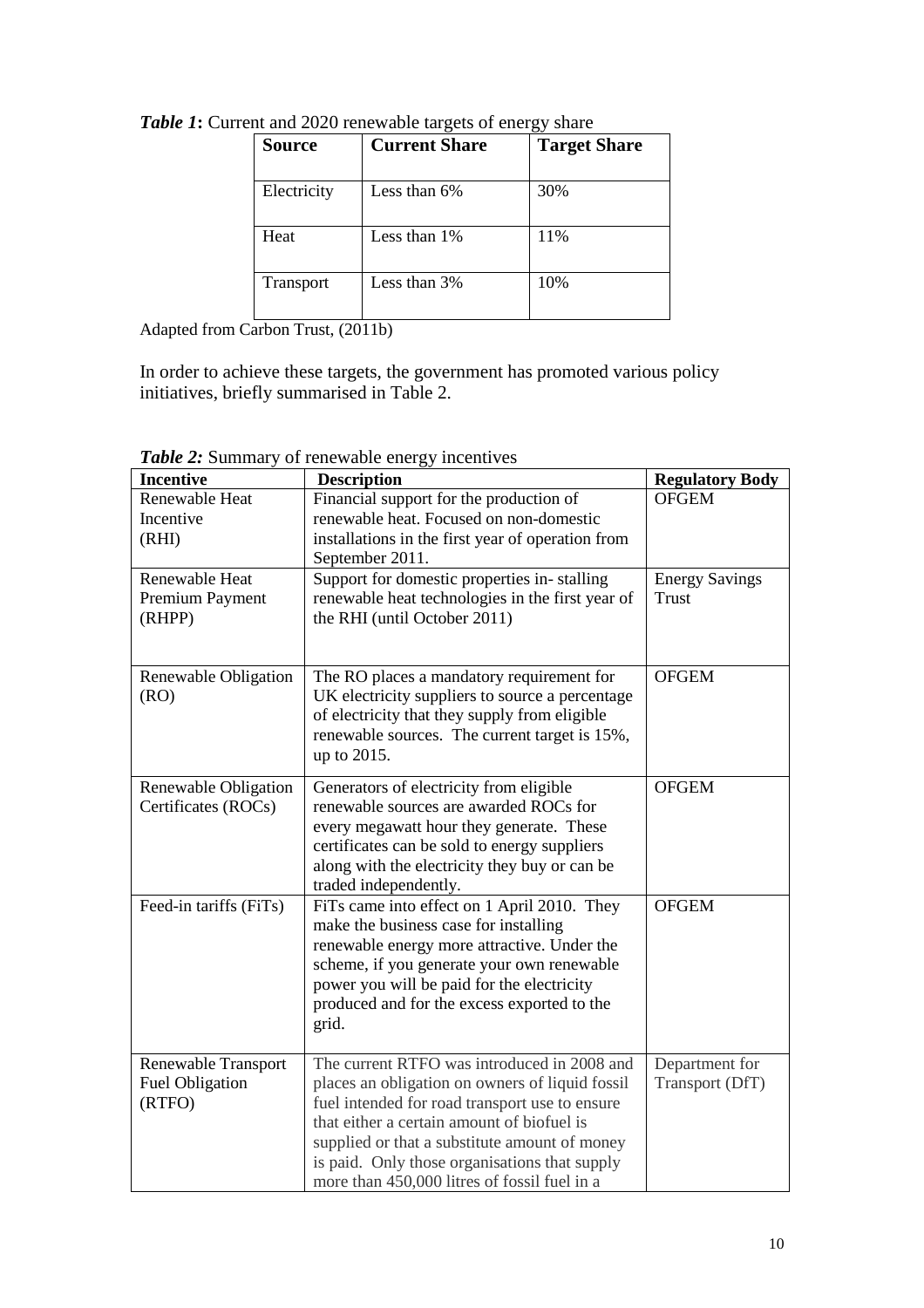***Table 1*:** Current and 2020 renewable targets of energy share

| Source | Current Share | Target Share |
|---|---|---|
| Electricity | Less than 6% | 30% |
| Heat | Less than 1% | 11% |
| Transport | Less than 3% | 10% |

Adapted from Carbon Trust, (2011b)

In order to achieve these targets, the government has promoted various policy initiatives, briefly summarised in Table 2.

***Table 2:*** Summary of renewable energy incentives

| Incentive | Description | Regulatory Body |
|---|---|---|
| Renewable Heat Incentive (RHI) | Financial support for the production of renewable heat. Focused on non-domestic installations in the first year of operation from September 2011. | OFGEM |
| Renewable Heat Premium Payment (RHPP) | Support for domestic properties in- stalling renewable heat technologies in the first year of the RHI (until October 2011) | Energy Savings Trust |
| Renewable Obligation (RO) | The RO places a mandatory requirement for UK electricity suppliers to source a percentage of electricity that they supply from eligible renewable sources. The current target is 15%, up to 2015. | OFGEM |
| Renewable Obligation Certificates (ROCs) | Generators of electricity from eligible renewable sources are awarded ROCs for every megawatt hour they generate. These certificates can be sold to energy suppliers along with the electricity they buy or can be traded independently. | OFGEM |
| Feed-in tariffs (FiTs) | FiTs came into effect on 1 April 2010. They make the business case for installing renewable energy more attractive. Under the scheme, if you generate your own renewable power you will be paid for the electricity produced and for the excess exported to the grid. | OFGEM |
| Renewable Transport Fuel Obligation (RTFO) | The current RTFO was introduced in 2008 and places an obligation on owners of liquid fossil fuel intended for road transport use to ensure that either a certain amount of biofuel is supplied or that a substitute amount of money is paid. Only those organisations that supply more than 450,000 litres of fossil fuel in a | Department for Transport (DfT) |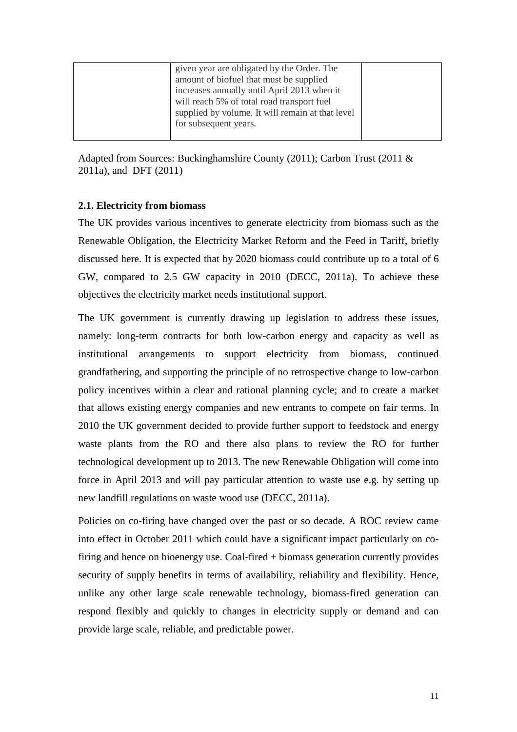|  | given year are obligated by the Order. The amount of biofuel that must be supplied increases annually until April 2013 when it will reach 5% of total road transport fuel supplied by volume. It will remain at that level for subsequent years. |  |
|---|---|---|

Adapted from Sources: Buckinghamshire County (2011); Carbon Trust (2011 & 2011a), and DFT (2011)

### 2.1. Electricity from biomass

The UK provides various incentives to generate electricity from biomass such as the Renewable Obligation, the Electricity Market Reform and the Feed in Tariff, briefly discussed here. It is expected that by 2020 biomass could contribute up to a total of 6 GW, compared to 2.5 GW capacity in 2010 (DECC, 2011a). To achieve these objectives the electricity market needs institutional support.

The UK government is currently drawing up legislation to address these issues, namely: long-term contracts for both low-carbon energy and capacity as well as institutional arrangements to support electricity from biomass, continued grandfathering, and supporting the principle of no retrospective change to low-carbon policy incentives within a clear and rational planning cycle; and to create a market that allows existing energy companies and new entrants to compete on fair terms. In 2010 the UK government decided to provide further support to feedstock and energy waste plants from the RO and there also plans to review the RO for further technological development up to 2013. The new Renewable Obligation will come into force in April 2013 and will pay particular attention to waste use e.g. by setting up new landfill regulations on waste wood use (DECC, 2011a).

Policies on co-firing have changed over the past or so decade. A ROC review came into effect in October 2011 which could have a significant impact particularly on co-firing and hence on bioenergy use. Coal-fired + biomass generation currently provides security of supply benefits in terms of availability, reliability and flexibility. Hence, unlike any other large scale renewable technology, biomass-fired generation can respond flexibly and quickly to changes in electricity supply or demand and can provide large scale, reliable, and predictable power.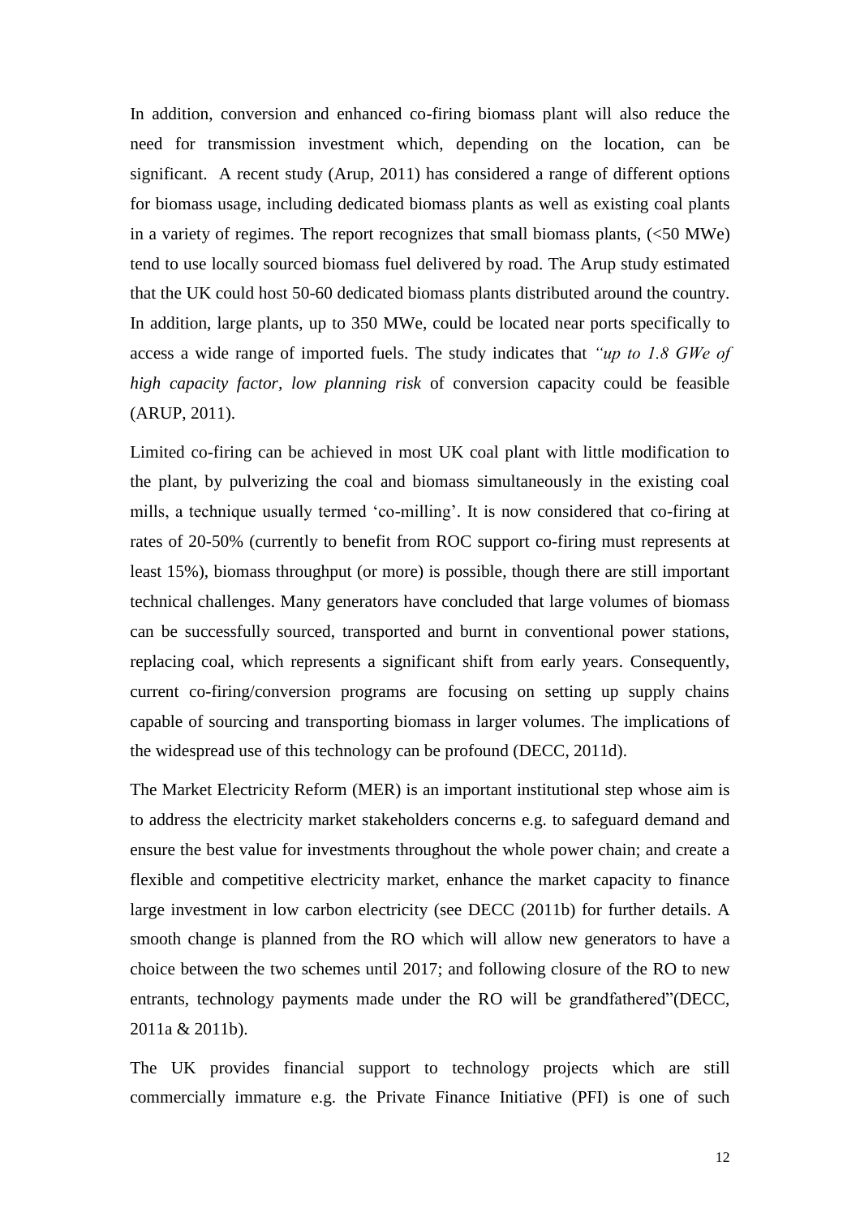In addition, conversion and enhanced co-firing biomass plant will also reduce the need for transmission investment which, depending on the location, can be significant. A recent study (Arup, 2011) has considered a range of different options for biomass usage, including dedicated biomass plants as well as existing coal plants in a variety of regimes. The report recognizes that small biomass plants, (<50 MWe) tend to use locally sourced biomass fuel delivered by road. The Arup study estimated that the UK could host 50-60 dedicated biomass plants distributed around the country. In addition, large plants, up to 350 MWe, could be located near ports specifically to access a wide range of imported fuels. The study indicates that *"up to 1.8 GWe of high capacity factor, low planning risk* of conversion capacity could be feasible (ARUP, 2011).

Limited co-firing can be achieved in most UK coal plant with little modification to the plant, by pulverizing the coal and biomass simultaneously in the existing coal mills, a technique usually termed 'co-milling'. It is now considered that co-firing at rates of 20-50% (currently to benefit from ROC support co-firing must represents at least 15%), biomass throughput (or more) is possible, though there are still important technical challenges. Many generators have concluded that large volumes of biomass can be successfully sourced, transported and burnt in conventional power stations, replacing coal, which represents a significant shift from early years. Consequently, current co-firing/conversion programs are focusing on setting up supply chains capable of sourcing and transporting biomass in larger volumes. The implications of the widespread use of this technology can be profound (DECC, 2011d).

The Market Electricity Reform (MER) is an important institutional step whose aim is to address the electricity market stakeholders concerns e.g. to safeguard demand and ensure the best value for investments throughout the whole power chain; and create a flexible and competitive electricity market, enhance the market capacity to finance large investment in low carbon electricity (see DECC (2011b) for further details. A smooth change is planned from the RO which will allow new generators to have a choice between the two schemes until 2017; and following closure of the RO to new entrants, technology payments made under the RO will be grandfathered"(DECC, 2011a & 2011b).

The UK provides financial support to technology projects which are still commercially immature e.g. the Private Finance Initiative (PFI) is one of such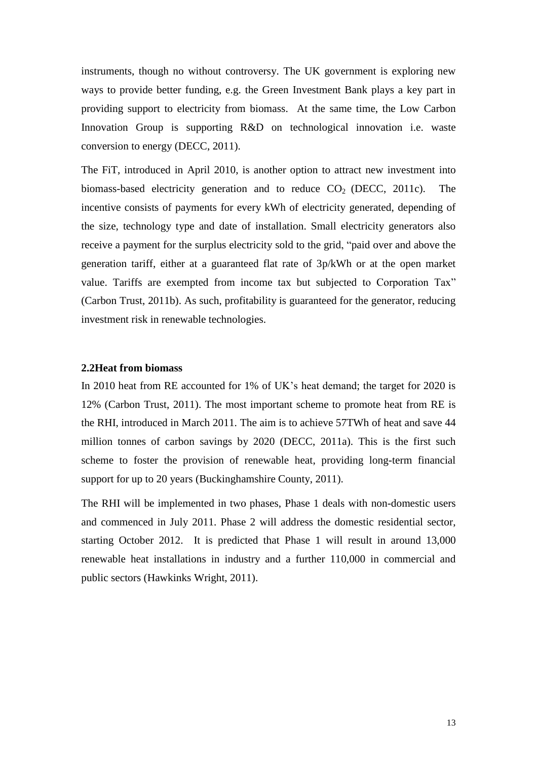instruments, though no without controversy. The UK government is exploring new ways to provide better funding, e.g. the Green Investment Bank plays a key part in providing support to electricity from biomass. At the same time, the Low Carbon Innovation Group is supporting R&D on technological innovation i.e. waste conversion to energy (DECC, 2011).

The FiT, introduced in April 2010, is another option to attract new investment into biomass-based electricity generation and to reduce $CO_2$ (DECC, 2011c). The incentive consists of payments for every kWh of electricity generated, depending of the size, technology type and date of installation. Small electricity generators also receive a payment for the surplus electricity sold to the grid, "paid over and above the generation tariff, either at a guaranteed flat rate of 3p/kWh or at the open market value. Tariffs are exempted from income tax but subjected to Corporation Tax" (Carbon Trust, 2011b). As such, profitability is guaranteed for the generator, reducing investment risk in renewable technologies.

## 2.2Heat from biomass

In 2010 heat from RE accounted for 1% of UK's heat demand; the target for 2020 is 12% (Carbon Trust, 2011). The most important scheme to promote heat from RE is the RHI, introduced in March 2011. The aim is to achieve 57TWh of heat and save 44 million tonnes of carbon savings by 2020 (DECC, 2011a). This is the first such scheme to foster the provision of renewable heat, providing long-term financial support for up to 20 years (Buckinghamshire County, 2011).

The RHI will be implemented in two phases, Phase 1 deals with non-domestic users and commenced in July 2011. Phase 2 will address the domestic residential sector, starting October 2012. It is predicted that Phase 1 will result in around 13,000 renewable heat installations in industry and a further 110,000 in commercial and public sectors (Hawkinks Wright, 2011).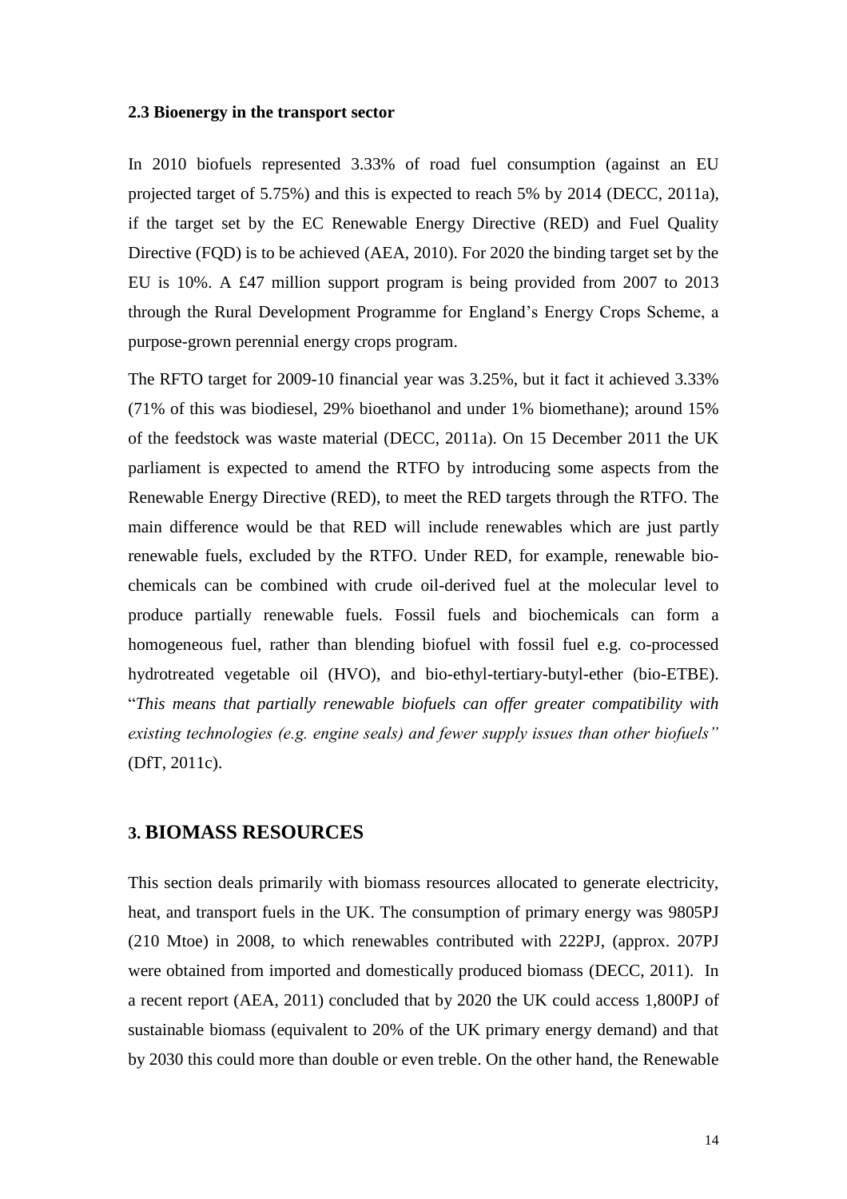### 2.3 Bioenergy in the transport sector

In 2010 biofuels represented 3.33% of road fuel consumption (against an EU projected target of 5.75%) and this is expected to reach 5% by 2014 (DECC, 2011a), if the target set by the EC Renewable Energy Directive (RED) and Fuel Quality Directive (FQD) is to be achieved (AEA, 2010). For 2020 the binding target set by the EU is 10%. A £47 million support program is being provided from 2007 to 2013 through the Rural Development Programme for England's Energy Crops Scheme, a purpose-grown perennial energy crops program.

The RFTO target for 2009-10 financial year was 3.25%, but it fact it achieved 3.33% (71% of this was biodiesel, 29% bioethanol and under 1% biomethane); around 15% of the feedstock was waste material (DECC, 2011a). On 15 December 2011 the UK parliament is expected to amend the RTFO by introducing some aspects from the Renewable Energy Directive (RED), to meet the RED targets through the RTFO. The main difference would be that RED will include renewables which are just partly renewable fuels, excluded by the RTFO. Under RED, for example, renewable bio-chemicals can be combined with crude oil-derived fuel at the molecular level to produce partially renewable fuels. Fossil fuels and biochemicals can form a homogeneous fuel, rather than blending biofuel with fossil fuel e.g. co-processed hydrotreated vegetable oil (HVO), and bio-ethyl-tertiary-butyl-ether (bio-ETBE). "*This means that partially renewable biofuels can offer greater compatibility with existing technologies (e.g. engine seals) and fewer supply issues than other biofuels"* (DfT, 2011c).

## 3. BIOMASS RESOURCES

This section deals primarily with biomass resources allocated to generate electricity, heat, and transport fuels in the UK. The consumption of primary energy was 9805PJ (210 Mtoe) in 2008, to which renewables contributed with 222PJ, (approx. 207PJ were obtained from imported and domestically produced biomass (DECC, 2011). In a recent report (AEA, 2011) concluded that by 2020 the UK could access 1,800PJ of sustainable biomass (equivalent to 20% of the UK primary energy demand) and that by 2030 this could more than double or even treble. On the other hand, the Renewable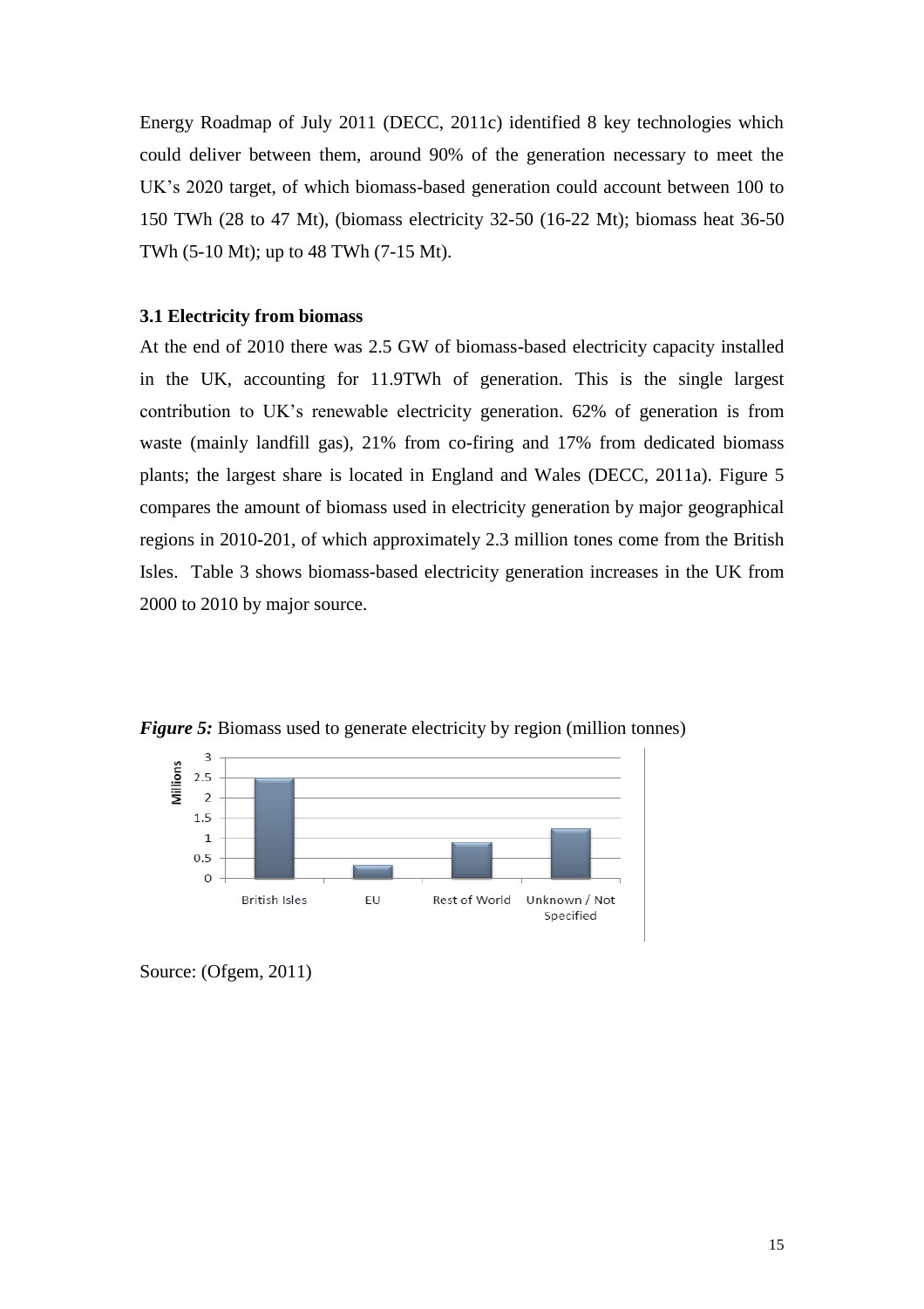Energy Roadmap of July 2011 (DECC, 2011c) identified 8 key technologies which could deliver between them, around 90% of the generation necessary to meet the UK's 2020 target, of which biomass-based generation could account between 100 to 150 TWh (28 to 47 Mt), (biomass electricity 32-50 (16-22 Mt); biomass heat 36-50 TWh (5-10 Mt); up to 48 TWh (7-15 Mt).

### 3.1 Electricity from biomass

At the end of 2010 there was 2.5 GW of biomass-based electricity capacity installed in the UK, accounting for 11.9TWh of generation. This is the single largest contribution to UK's renewable electricity generation. 62% of generation is from waste (mainly landfill gas), 21% from co-firing and 17% from dedicated biomass plants; the largest share is located in England and Wales (DECC, 2011a). Figure 5 compares the amount of biomass used in electricity generation by major geographical regions in 2010-201, of which approximately 2.3 million tones come from the British Isles. Table 3 shows biomass-based electricity generation increases in the UK from 2000 to 2010 by major source.

***Figure 5:*** Biomass used to generate electricity by region (million tonnes)

Source: (Ofgem, 2011)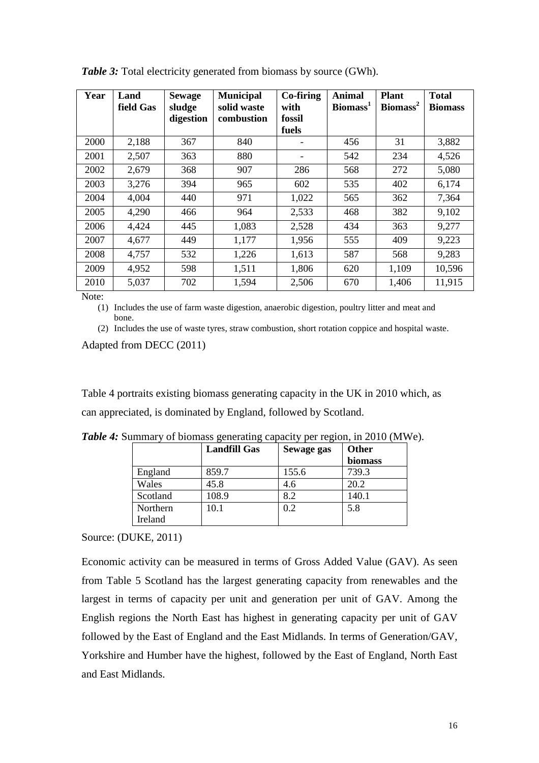***Table 3:*** Total electricity generated from biomass by source (GWh).

| Year | Land field Gas | Sewage sludge digestion | Municipal solid waste combustion | Co-firing with fossil fuels | Animal Biomass[1] | Plant Biomass[2] | Total Biomass |
|---|---|---|---|---|---|---|---|
| 2000 | 2,188 | 367 | 840 | - | 456 | 31 | 3,882 |
| 2001 | 2,507 | 363 | 880 | - | 542 | 234 | 4,526 |
| 2002 | 2,679 | 368 | 907 | 286 | 568 | 272 | 5,080 |
| 2003 | 3,276 | 394 | 965 | 602 | 535 | 402 | 6,174 |
| 2004 | 4,004 | 440 | 971 | 1,022 | 565 | 362 | 7,364 |
| 2005 | 4,290 | 466 | 964 | 2,533 | 468 | 382 | 9,102 |
| 2006 | 4,424 | 445 | 1,083 | 2,528 | 434 | 363 | 9,277 |
| 2007 | 4,677 | 449 | 1,177 | 1,956 | 555 | 409 | 9,223 |
| 2008 | 4,757 | 532 | 1,226 | 1,613 | 587 | 568 | 9,283 |
| 2009 | 4,952 | 598 | 1,511 | 1,806 | 620 | 1,109 | 10,596 |
| 2010 | 5,037 | 702 | 1,594 | 2,506 | 670 | 1,406 | 11,915 |

Note:

(1) Includes the use of farm waste digestion, anaerobic digestion, poultry litter and meat and bone.

(2) Includes the use of waste tyres, straw combustion, short rotation coppice and hospital waste.

Adapted from DECC (2011)

Table 4 portraits existing biomass generating capacity in the UK in 2010 which, as can appreciated, is dominated by England, followed by Scotland.

***Table 4:*** Summary of biomass generating capacity per region, in 2010 (MWe).

| | Landfill Gas | Sewage gas | Other biomass |
|---|---|---|---|
| England | 859.7 | 155.6 | 739.3 |
| Wales | 45.8 | 4.6 | 20.2 |
| Scotland | 108.9 | 8.2 | 140.1 |
| Northern Ireland | 10.1 | 0.2 | 5.8 |

Source: (DUKE, 2011)

Economic activity can be measured in terms of Gross Added Value (GAV). As seen from Table 5 Scotland has the largest generating capacity from renewables and the largest in terms of capacity per unit and generation per unit of GAV. Among the English regions the North East has highest in generating capacity per unit of GAV followed by the East of England and the East Midlands. In terms of Generation/GAV, Yorkshire and Humber have the highest, followed by the East of England, North East and East Midlands.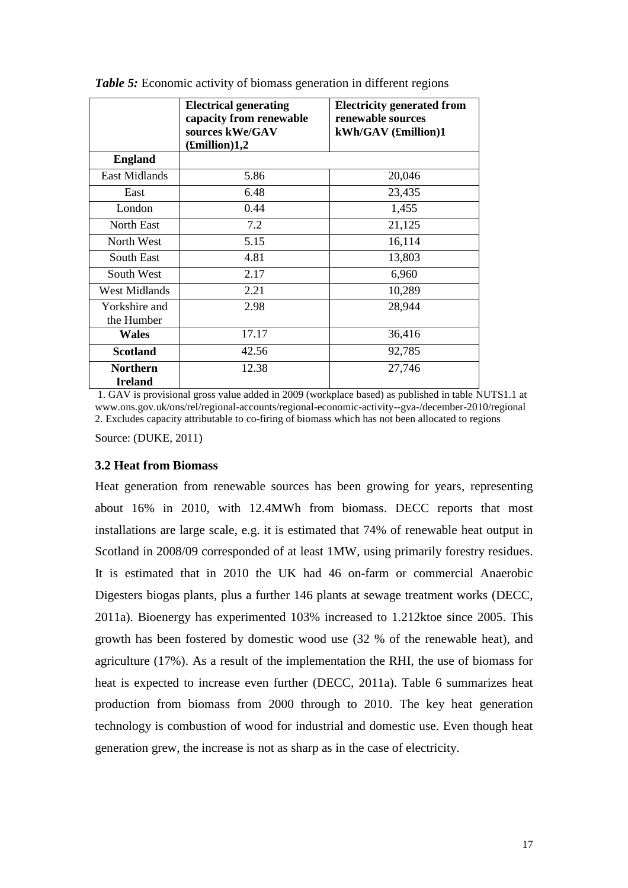***Table 5:*** Economic activity of biomass generation in different regions

| | **Electrical generating capacity from renewable sources kWe/GAV (£million)1,2** | **Electricity generated from renewable sources kWh/GAV (£million)1** |
|---|---|---|
| **England** | | |
| East Midlands | 5.86 | 20,046 |
| East | 6.48 | 23,435 |
| London | 0.44 | 1,455 |
| North East | 7.2 | 21,125 |
| North West | 5.15 | 16,114 |
| South East | 4.81 | 13,803 |
| South West | 2.17 | 6,960 |
| West Midlands | 2.21 | 10,289 |
| Yorkshire and the Humber | 2.98 | 28,944 |
| **Wales** | 17.17 | 36,416 |
| **Scotland** | 42.56 | 92,785 |
| **Northern Ireland** | 12.38 | 27,746 |

1. GAV is provisional gross value added in 2009 (workplace based) as published in table NUTS1.1 at www.ons.gov.uk/ons/rel/regional-accounts/regional-economic-activity--gva-/december-2010/regional
2. Excludes capacity attributable to co-firing of biomass which has not been allocated to regions

Source: (DUKE, 2011)

### 3.2 Heat from Biomass

Heat generation from renewable sources has been growing for years, representing about 16% in 2010, with 12.4MWh from biomass. DECC reports that most installations are large scale, e.g. it is estimated that 74% of renewable heat output in Scotland in 2008/09 corresponded of at least 1MW, using primarily forestry residues. It is estimated that in 2010 the UK had 46 on-farm or commercial Anaerobic Digesters biogas plants, plus a further 146 plants at sewage treatment works (DECC, 2011a). Bioenergy has experimented 103% increased to 1.212ktoe since 2005. This growth has been fostered by domestic wood use (32 % of the renewable heat), and agriculture (17%). As a result of the implementation the RHI, the use of biomass for heat is expected to increase even further (DECC, 2011a). Table 6 summarizes heat production from biomass from 2000 through to 2010. The key heat generation technology is combustion of wood for industrial and domestic use. Even though heat generation grew, the increase is not as sharp as in the case of electricity.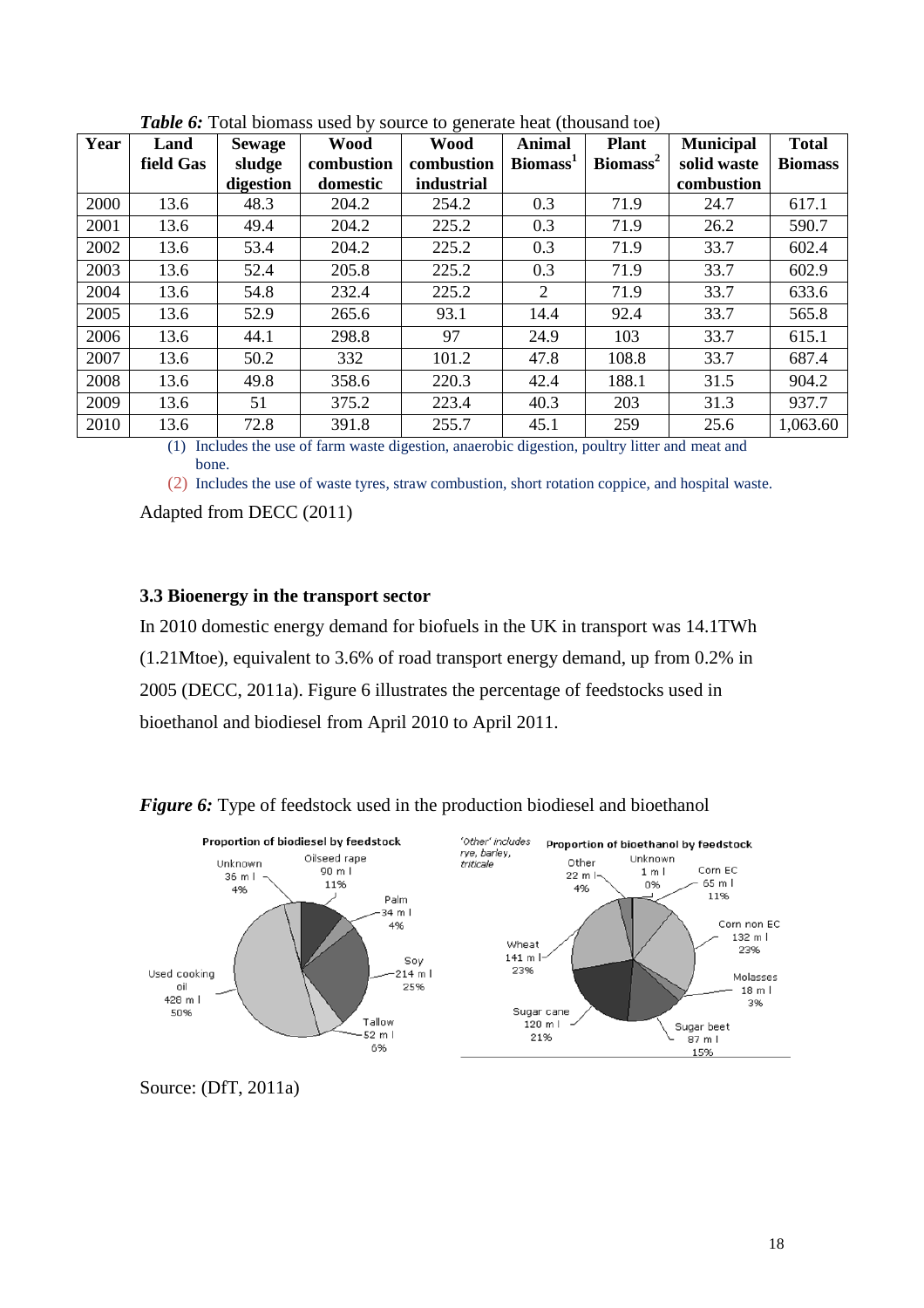***Table 6:*** Total biomass used by source to generate heat (thousand toe)

| Year | Land field Gas | Sewage sludge digestion | Wood combustion domestic | Wood combustion industrial | Animal Biomass[1] | Plant Biomass[2] | Municipal solid waste combustion | Total Biomass |
|---|---|---|---|---|---|---|---|---|
| 2000 | 13.6 | 48.3 | 204.2 | 254.2 | 0.3 | 71.9 | 24.7 | 617.1 |
| 2001 | 13.6 | 49.4 | 204.2 | 225.2 | 0.3 | 71.9 | 26.2 | 590.7 |
| 2002 | 13.6 | 53.4 | 204.2 | 225.2 | 0.3 | 71.9 | 33.7 | 602.4 |
| 2003 | 13.6 | 52.4 | 205.8 | 225.2 | 0.3 | 71.9 | 33.7 | 602.9 |
| 2004 | 13.6 | 54.8 | 232.4 | 225.2 | 2 | 71.9 | 33.7 | 633.6 |
| 2005 | 13.6 | 52.9 | 265.6 | 93.1 | 14.4 | 92.4 | 33.7 | 565.8 |
| 2006 | 13.6 | 44.1 | 298.8 | 97 | 24.9 | 103 | 33.7 | 615.1 |
| 2007 | 13.6 | 50.2 | 332 | 101.2 | 47.8 | 108.8 | 33.7 | 687.4 |
| 2008 | 13.6 | 49.8 | 358.6 | 220.3 | 42.4 | 188.1 | 31.5 | 904.2 |
| 2009 | 13.6 | 51 | 375.2 | 223.4 | 40.3 | 203 | 31.3 | 937.7 |
| 2010 | 13.6 | 72.8 | 391.8 | 255.7 | 45.1 | 259 | 25.6 | 1,063.60 |

(1) Includes the use of farm waste digestion, anaerobic digestion, poultry litter and meat and bone.

(2) Includes the use of waste tyres, straw combustion, short rotation coppice, and hospital waste.

Adapted from DECC (2011)

### 3.3 Bioenergy in the transport sector

In 2010 domestic energy demand for biofuels in the UK in transport was 14.1TWh (1.21Mtoe), equivalent to 3.6% of road transport energy demand, up from 0.2% in 2005 (DECC, 2011a). Figure 6 illustrates the percentage of feedstocks used in bioethanol and biodiesel from April 2010 to April 2011.

***Figure 6:*** Type of feedstock used in the production biodiesel and bioethanol

Proportion of biodiesel by feedstock: Unknown 36 m l 4%; Oilseed rape 90 m l 11%; Palm 34 m l 4%; Soy 214 m l 25%; Tallow 52 m l 6%; Used cooking oil 428 m l 50%

Proportion of bioethanol by feedstock ('Other' includes rye, barley, triticale): Other 22 m l 4%; Unknown 1 m l 0%; Corn EC 65 m l 11%; Corn non EC 132 m l 23%; Molasses 18 m l 3%; Sugar beet 87 m l 15%; Sugar cane 120 m l 21%; Wheat 141 m l 23%

Source: (DfT, 2011a)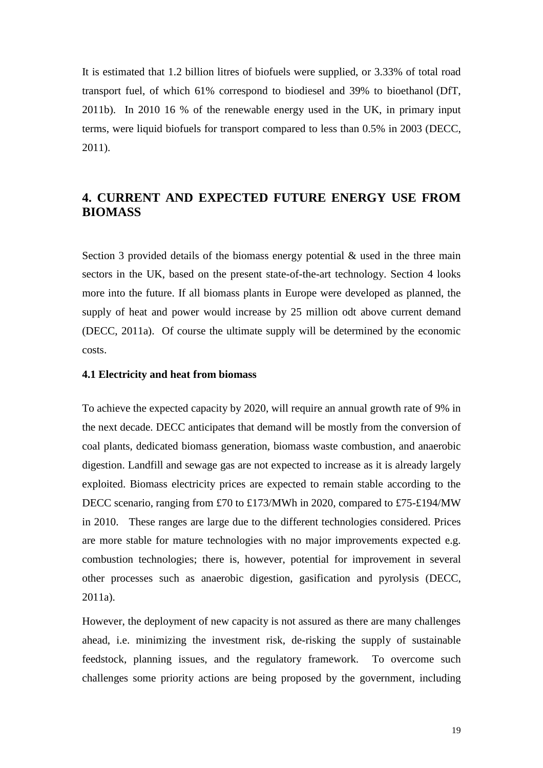It is estimated that 1.2 billion litres of biofuels were supplied, or 3.33% of total road transport fuel, of which 61% correspond to biodiesel and 39% to bioethanol (DfT, 2011b). In 2010 16 % of the renewable energy used in the UK, in primary input terms, were liquid biofuels for transport compared to less than 0.5% in 2003 (DECC, 2011).

## 4. CURRENT AND EXPECTED FUTURE ENERGY USE FROM BIOMASS

Section 3 provided details of the biomass energy potential & used in the three main sectors in the UK, based on the present state-of-the-art technology. Section 4 looks more into the future. If all biomass plants in Europe were developed as planned, the supply of heat and power would increase by 25 million odt above current demand (DECC, 2011a). Of course the ultimate supply will be determined by the economic costs.

### 4.1 Electricity and heat from biomass

To achieve the expected capacity by 2020, will require an annual growth rate of 9% in the next decade. DECC anticipates that demand will be mostly from the conversion of coal plants, dedicated biomass generation, biomass waste combustion, and anaerobic digestion. Landfill and sewage gas are not expected to increase as it is already largely exploited. Biomass electricity prices are expected to remain stable according to the DECC scenario, ranging from £70 to £173/MWh in 2020, compared to £75-£194/MW in 2010. These ranges are large due to the different technologies considered. Prices are more stable for mature technologies with no major improvements expected e.g. combustion technologies; there is, however, potential for improvement in several other processes such as anaerobic digestion, gasification and pyrolysis (DECC, 2011a).

However, the deployment of new capacity is not assured as there are many challenges ahead, i.e. minimizing the investment risk, de-risking the supply of sustainable feedstock, planning issues, and the regulatory framework. To overcome such challenges some priority actions are being proposed by the government, including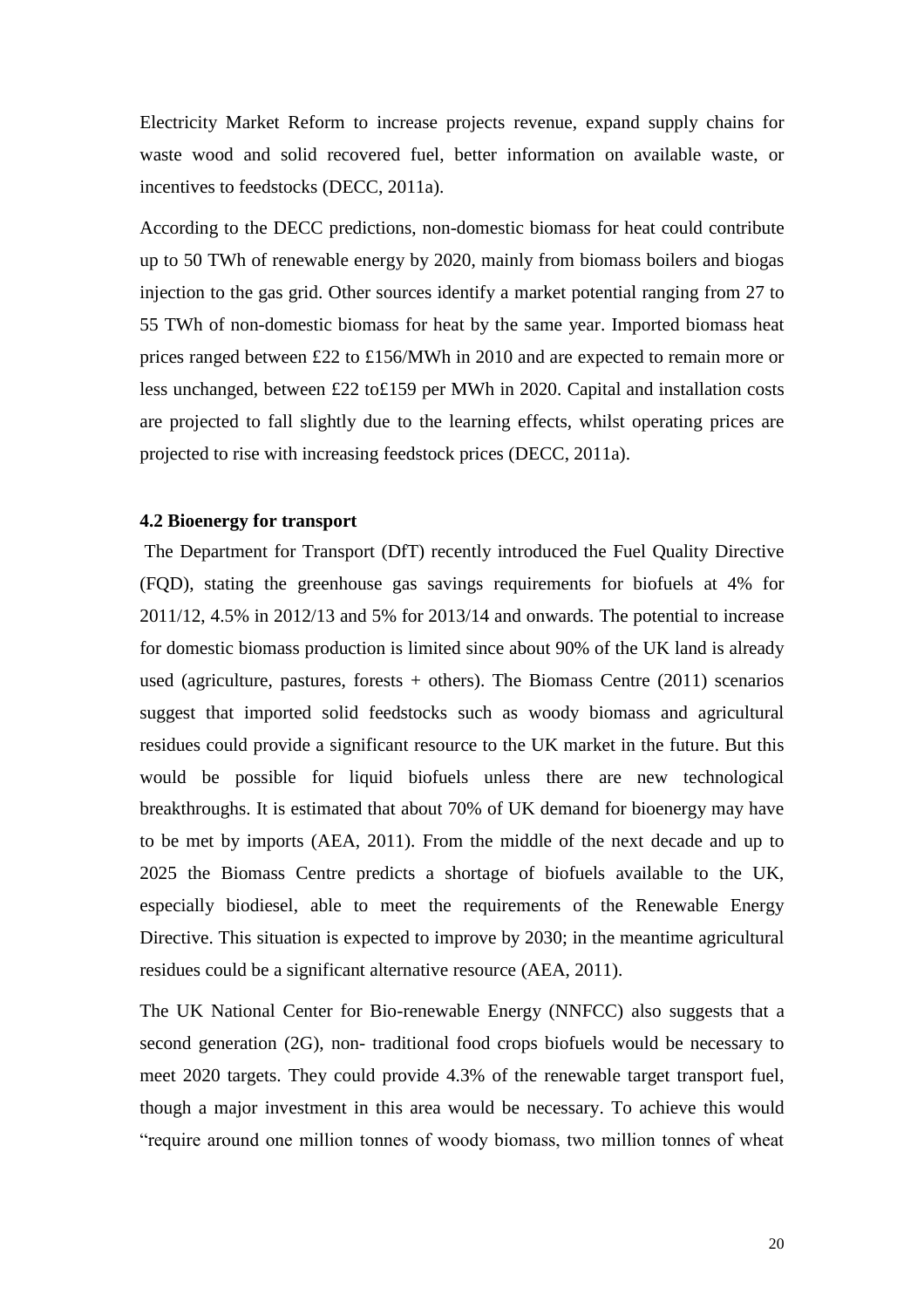Electricity Market Reform to increase projects revenue, expand supply chains for waste wood and solid recovered fuel, better information on available waste, or incentives to feedstocks (DECC, 2011a).

According to the DECC predictions, non-domestic biomass for heat could contribute up to 50 TWh of renewable energy by 2020, mainly from biomass boilers and biogas injection to the gas grid. Other sources identify a market potential ranging from 27 to 55 TWh of non-domestic biomass for heat by the same year. Imported biomass heat prices ranged between £22 to £156/MWh in 2010 and are expected to remain more or less unchanged, between £22 to£159 per MWh in 2020. Capital and installation costs are projected to fall slightly due to the learning effects, whilst operating prices are projected to rise with increasing feedstock prices (DECC, 2011a).

### 4.2 Bioenergy for transport

The Department for Transport (DfT) recently introduced the Fuel Quality Directive (FQD), stating the greenhouse gas savings requirements for biofuels at 4% for 2011/12, 4.5% in 2012/13 and 5% for 2013/14 and onwards. The potential to increase for domestic biomass production is limited since about 90% of the UK land is already used (agriculture, pastures, forests + others). The Biomass Centre (2011) scenarios suggest that imported solid feedstocks such as woody biomass and agricultural residues could provide a significant resource to the UK market in the future. But this would be possible for liquid biofuels unless there are new technological breakthroughs. It is estimated that about 70% of UK demand for bioenergy may have to be met by imports (AEA, 2011). From the middle of the next decade and up to 2025 the Biomass Centre predicts a shortage of biofuels available to the UK, especially biodiesel, able to meet the requirements of the Renewable Energy Directive. This situation is expected to improve by 2030; in the meantime agricultural residues could be a significant alternative resource (AEA, 2011).

The UK National Center for Bio-renewable Energy (NNFCC) also suggests that a second generation (2G), non- traditional food crops biofuels would be necessary to meet 2020 targets. They could provide 4.3% of the renewable target transport fuel, though a major investment in this area would be necessary. To achieve this would "require around one million tonnes of woody biomass, two million tonnes of wheat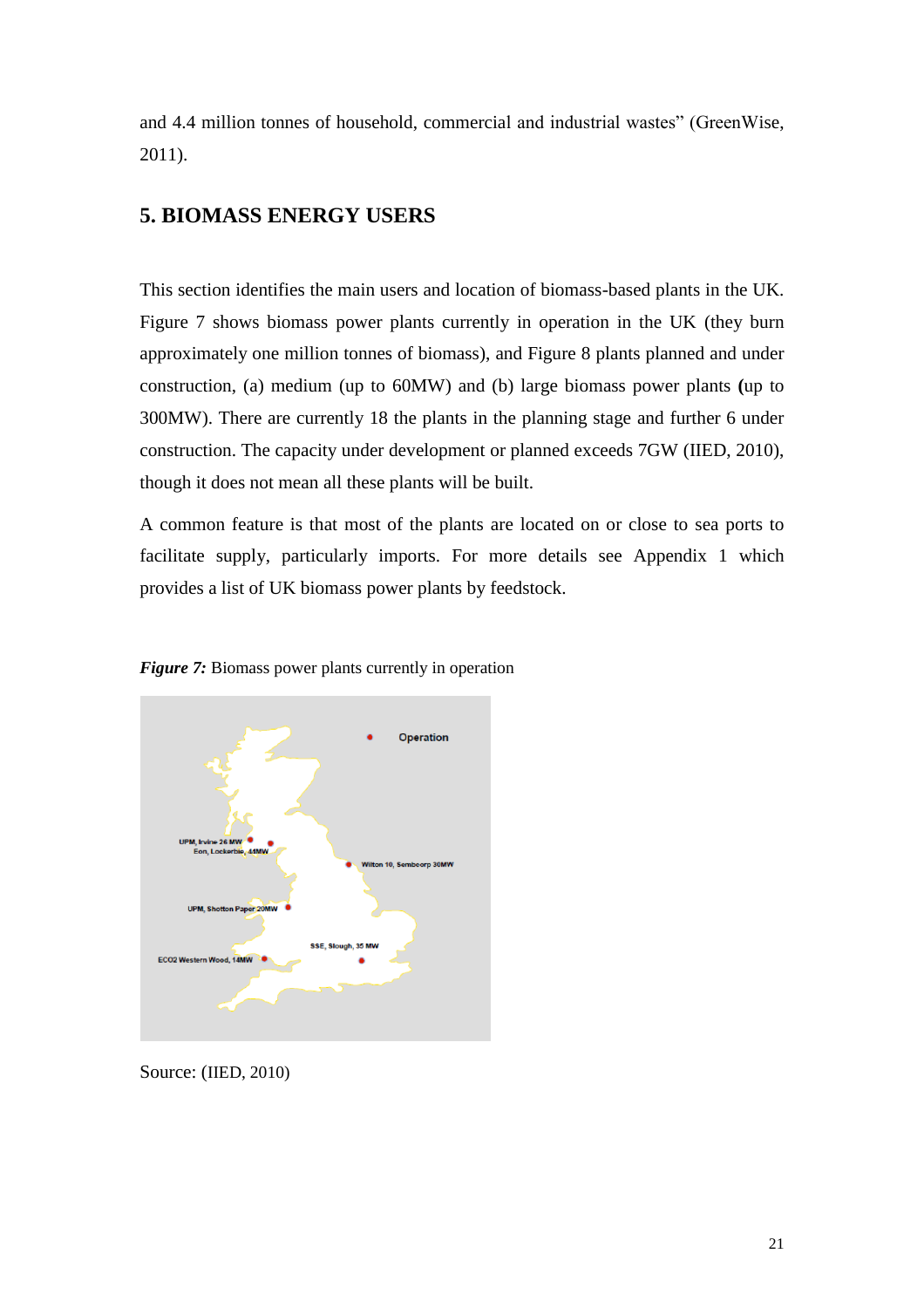and 4.4 million tonnes of household, commercial and industrial wastes" (GreenWise, 2011).

## 5. BIOMASS ENERGY USERS

This section identifies the main users and location of biomass-based plants in the UK. Figure 7 shows biomass power plants currently in operation in the UK (they burn approximately one million tonnes of biomass), and Figure 8 plants planned and under construction, (a) medium (up to 60MW) and (b) large biomass power plants **(**up to 300MW). There are currently 18 the plants in the planning stage and further 6 under construction. The capacity under development or planned exceeds 7GW (IIED, 2010), though it does not mean all these plants will be built.

A common feature is that most of the plants are located on or close to sea ports to facilitate supply, particularly imports. For more details see Appendix 1 which provides a list of UK biomass power plants by feedstock.

***Figure 7:*** Biomass power plants currently in operation

Source: (IIED, 2010)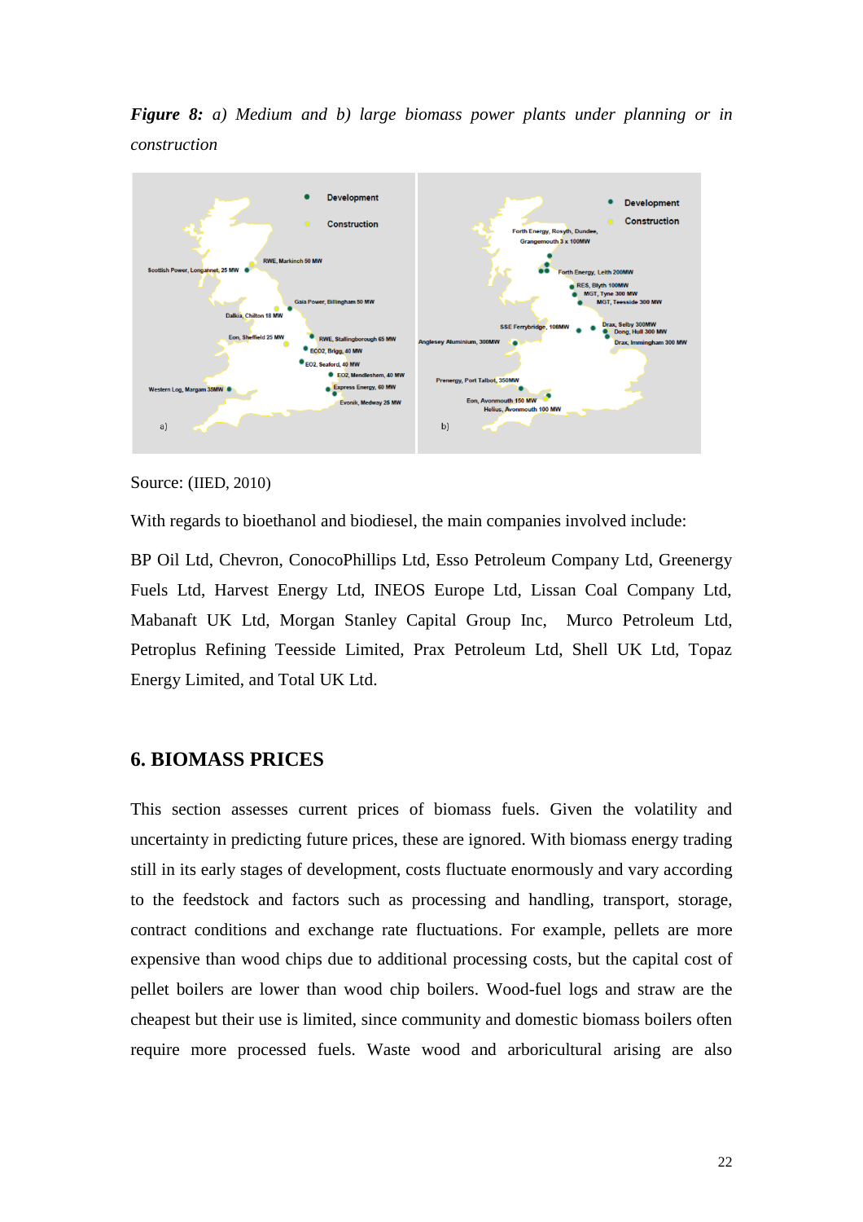***Figure 8:*** *a) Medium and b) large biomass power plants under planning or in construction*

Source: (IIED, 2010)

With regards to bioethanol and biodiesel, the main companies involved include:

BP Oil Ltd, Chevron, ConocoPhillips Ltd, Esso Petroleum Company Ltd, Greenergy Fuels Ltd, Harvest Energy Ltd, INEOS Europe Ltd, Lissan Coal Company Ltd, Mabanaft UK Ltd, Morgan Stanley Capital Group Inc, Murco Petroleum Ltd, Petroplus Refining Teesside Limited, Prax Petroleum Ltd, Shell UK Ltd, Topaz Energy Limited, and Total UK Ltd.

## 6. BIOMASS PRICES

This section assesses current prices of biomass fuels. Given the volatility and uncertainty in predicting future prices, these are ignored. With biomass energy trading still in its early stages of development, costs fluctuate enormously and vary according to the feedstock and factors such as processing and handling, transport, storage, contract conditions and exchange rate fluctuations. For example, pellets are more expensive than wood chips due to additional processing costs, but the capital cost of pellet boilers are lower than wood chip boilers. Wood-fuel logs and straw are the cheapest but their use is limited, since community and domestic biomass boilers often require more processed fuels. Waste wood and arboricultural arising are also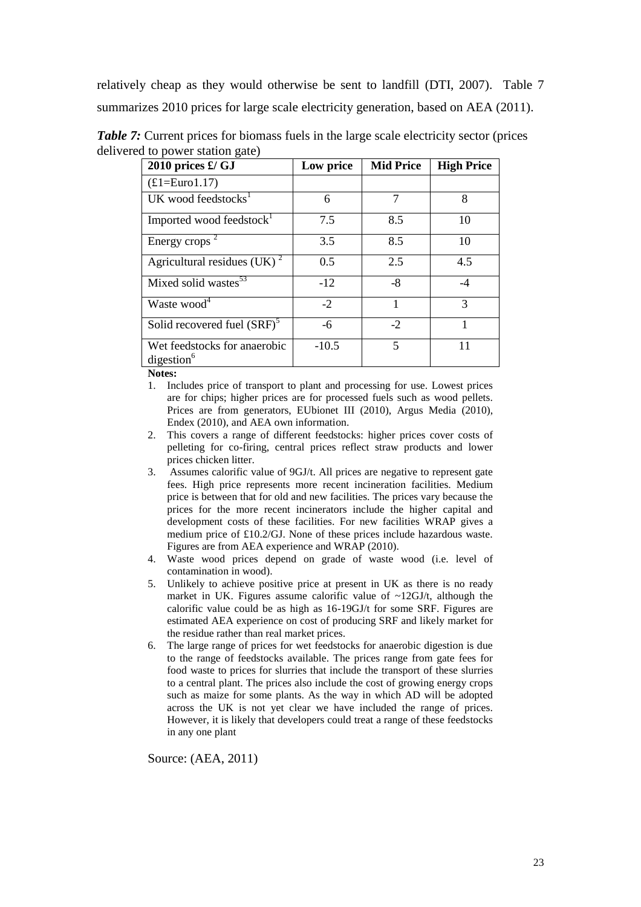relatively cheap as they would otherwise be sent to landfill (DTI, 2007). Table 7 summarizes 2010 prices for large scale electricity generation, based on AEA (2011).

***Table 7:*** Current prices for biomass fuels in the large scale electricity sector (prices delivered to power station gate)

| 2010 prices £/ GJ | Low price | Mid Price | High Price |
|---|---|---|---|
| (£1=Euro1.17) | | | |
| UK wood feedstocks[1] | 6 | 7 | 8 |
| Imported wood feedstock[1] | 7.5 | 8.5 | 10 |
| Energy crops [2] | 3.5 | 8.5 | 10 |
| Agricultural residues (UK) [2] | 0.5 | 2.5 | 4.5 |
| Mixed solid wastes[53] | -12 | -8 | -4 |
| Waste wood[4] | -2 | 1 | 3 |
| Solid recovered fuel (SRF)[5] | -6 | -2 | 1 |
| Wet feedstocks for anaerobic digestion[6] | -10.5 | 5 | 11 |

**Notes:**

1. Includes price of transport to plant and processing for use. Lowest prices are for chips; higher prices are for processed fuels such as wood pellets. Prices are from generators, EUbionet III (2010), Argus Media (2010), Endex (2010), and AEA own information.
2. This covers a range of different feedstocks: higher prices cover costs of pelleting for co-firing, central prices reflect straw products and lower prices chicken litter.
3. Assumes calorific value of 9GJ/t. All prices are negative to represent gate fees. High price represents more recent incineration facilities. Medium price is between that for old and new facilities. The prices vary because the prices for the more recent incinerators include the higher capital and development costs of these facilities. For new facilities WRAP gives a medium price of £10.2/GJ. None of these prices include hazardous waste. Figures are from AEA experience and WRAP (2010).
4. Waste wood prices depend on grade of waste wood (i.e. level of contamination in wood).
5. Unlikely to achieve positive price at present in UK as there is no ready market in UK. Figures assume calorific value of ~12GJ/t, although the calorific value could be as high as 16-19GJ/t for some SRF. Figures are estimated AEA experience on cost of producing SRF and likely market for the residue rather than real market prices.
6. The large range of prices for wet feedstocks for anaerobic digestion is due to the range of feedstocks available. The prices range from gate fees for food waste to prices for slurries that include the transport of these slurries to a central plant. The prices also include the cost of growing energy crops such as maize for some plants. As the way in which AD will be adopted across the UK is not yet clear we have included the range of prices. However, it is likely that developers could treat a range of these feedstocks in any one plant

Source: (AEA, 2011)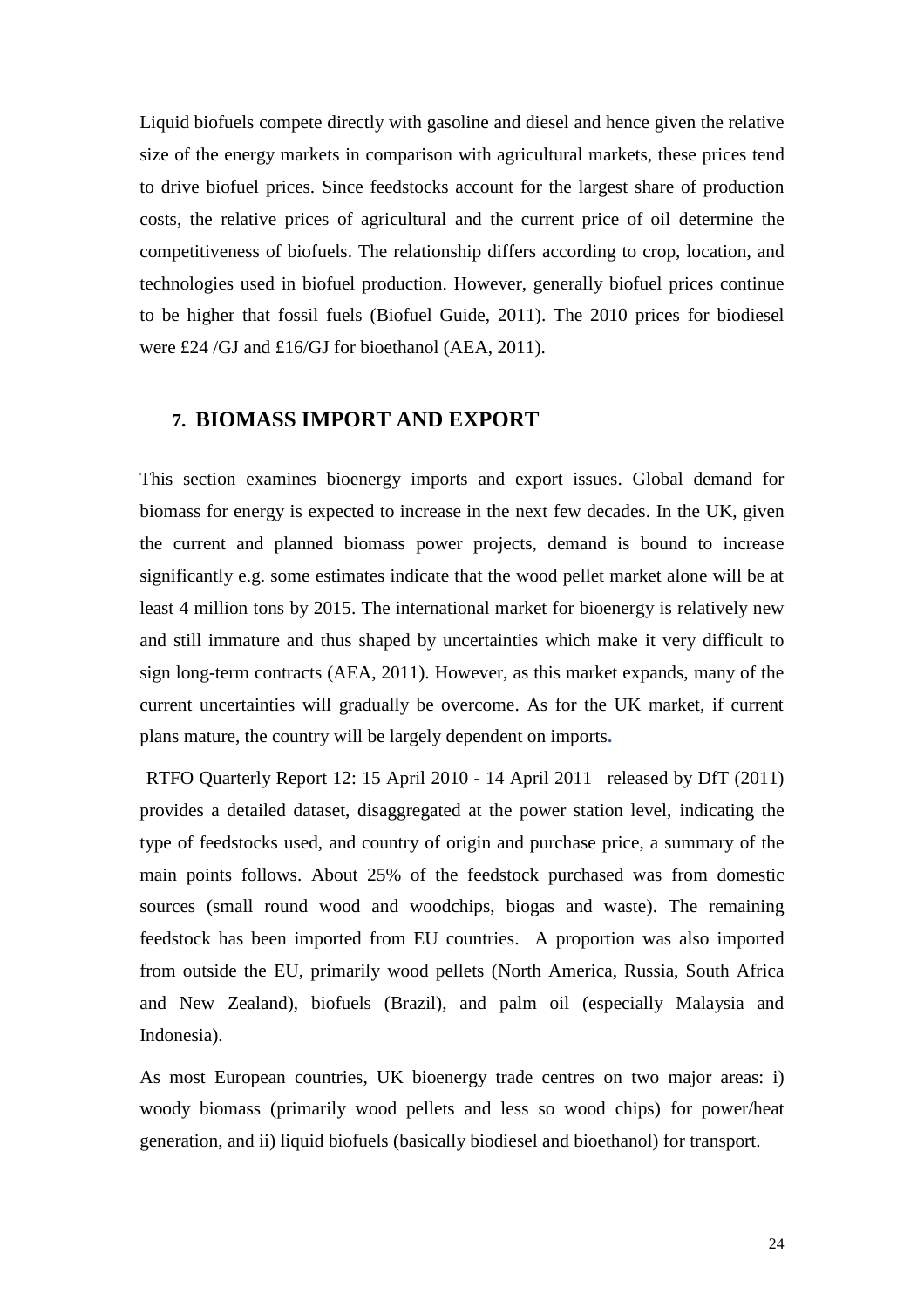Liquid biofuels compete directly with gasoline and diesel and hence given the relative size of the energy markets in comparison with agricultural markets, these prices tend to drive biofuel prices. Since feedstocks account for the largest share of production costs, the relative prices of agricultural and the current price of oil determine the competitiveness of biofuels. The relationship differs according to crop, location, and technologies used in biofuel production. However, generally biofuel prices continue to be higher that fossil fuels (Biofuel Guide, 2011). The 2010 prices for biodiesel were £24 /GJ and £16/GJ for bioethanol (AEA, 2011).

## 7. BIOMASS IMPORT AND EXPORT

This section examines bioenergy imports and export issues. Global demand for biomass for energy is expected to increase in the next few decades. In the UK, given the current and planned biomass power projects, demand is bound to increase significantly e.g. some estimates indicate that the wood pellet market alone will be at least 4 million tons by 2015. The international market for bioenergy is relatively new and still immature and thus shaped by uncertainties which make it very difficult to sign long-term contracts (AEA, 2011). However, as this market expands, many of the current uncertainties will gradually be overcome. As for the UK market, if current plans mature, the country will be largely dependent on imports.

RTFO Quarterly Report 12: 15 April 2010 - 14 April 2011 released by DfT (2011) provides a detailed dataset, disaggregated at the power station level, indicating the type of feedstocks used, and country of origin and purchase price, a summary of the main points follows. About 25% of the feedstock purchased was from domestic sources (small round wood and woodchips, biogas and waste). The remaining feedstock has been imported from EU countries. A proportion was also imported from outside the EU, primarily wood pellets (North America, Russia, South Africa and New Zealand), biofuels (Brazil), and palm oil (especially Malaysia and Indonesia).

As most European countries, UK bioenergy trade centres on two major areas: i) woody biomass (primarily wood pellets and less so wood chips) for power/heat generation, and ii) liquid biofuels (basically biodiesel and bioethanol) for transport.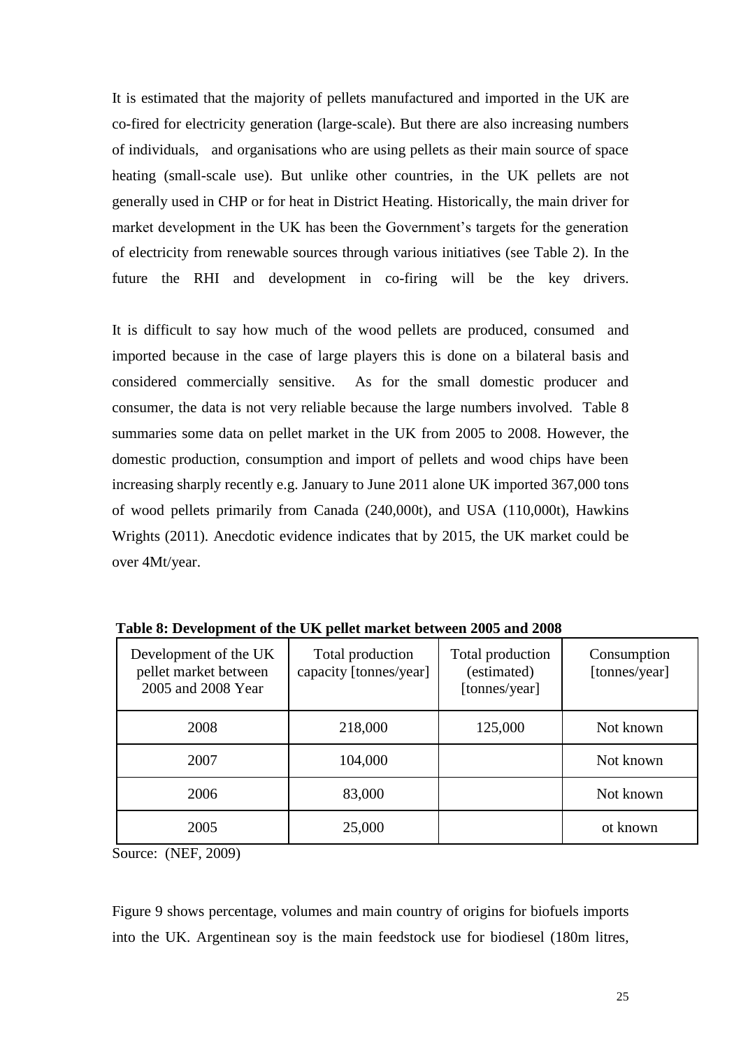It is estimated that the majority of pellets manufactured and imported in the UK are co-fired for electricity generation (large-scale). But there are also increasing numbers of individuals, and organisations who are using pellets as their main source of space heating (small-scale use). But unlike other countries, in the UK pellets are not generally used in CHP or for heat in District Heating. Historically, the main driver for market development in the UK has been the Government's targets for the generation of electricity from renewable sources through various initiatives (see Table 2). In the future the RHI and development in co-firing will be the key drivers.

It is difficult to say how much of the wood pellets are produced, consumed and imported because in the case of large players this is done on a bilateral basis and considered commercially sensitive. As for the small domestic producer and consumer, the data is not very reliable because the large numbers involved. Table 8 summaries some data on pellet market in the UK from 2005 to 2008. However, the domestic production, consumption and import of pellets and wood chips have been increasing sharply recently e.g. January to June 2011 alone UK imported 367,000 tons of wood pellets primarily from Canada (240,000t), and USA (110,000t), Hawkins Wrights (2011). Anecdotic evidence indicates that by 2015, the UK market could be over 4Mt/year.

**Table 8: Development of the UK pellet market between 2005 and 2008**

| Development of the UK pellet market between 2005 and 2008 Year | Total production capacity [tonnes/year] | Total production (estimated) [tonnes/year] | Consumption [tonnes/year] |
|---|---|---|---|
| 2008 | 218,000 | 125,000 | Not known |
| 2007 | 104,000 | | Not known |
| 2006 | 83,000 | | Not known |
| 2005 | 25,000 | | ot known |

Source: (NEF, 2009)

Figure 9 shows percentage, volumes and main country of origins for biofuels imports into the UK. Argentinean soy is the main feedstock use for biodiesel (180m litres,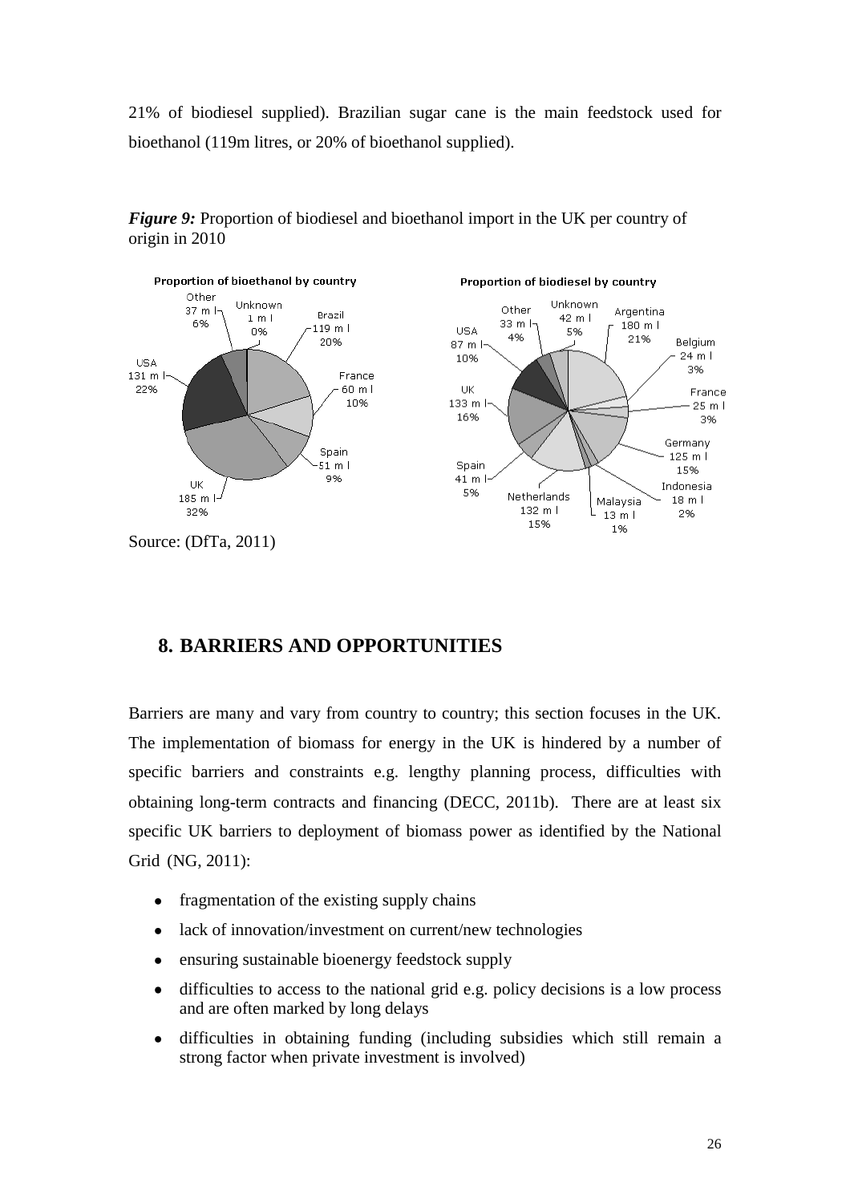21% of biodiesel supplied). Brazilian sugar cane is the main feedstock used for bioethanol (119m litres, or 20% of bioethanol supplied).

***Figure 9:*** Proportion of biodiesel and bioethanol import in the UK per country of origin in 2010

Source: (DfTa, 2011)

## 8. BARRIERS AND OPPORTUNITIES

Barriers are many and vary from country to country; this section focuses in the UK. The implementation of biomass for energy in the UK is hindered by a number of specific barriers and constraints e.g. lengthy planning process, difficulties with obtaining long-term contracts and financing (DECC, 2011b). There are at least six specific UK barriers to deployment of biomass power as identified by the National Grid (NG, 2011):

- fragmentation of the existing supply chains
- lack of innovation/investment on current/new technologies
- ensuring sustainable bioenergy feedstock supply
- difficulties to access to the national grid e.g. policy decisions is a low process and are often marked by long delays
- difficulties in obtaining funding (including subsidies which still remain a strong factor when private investment is involved)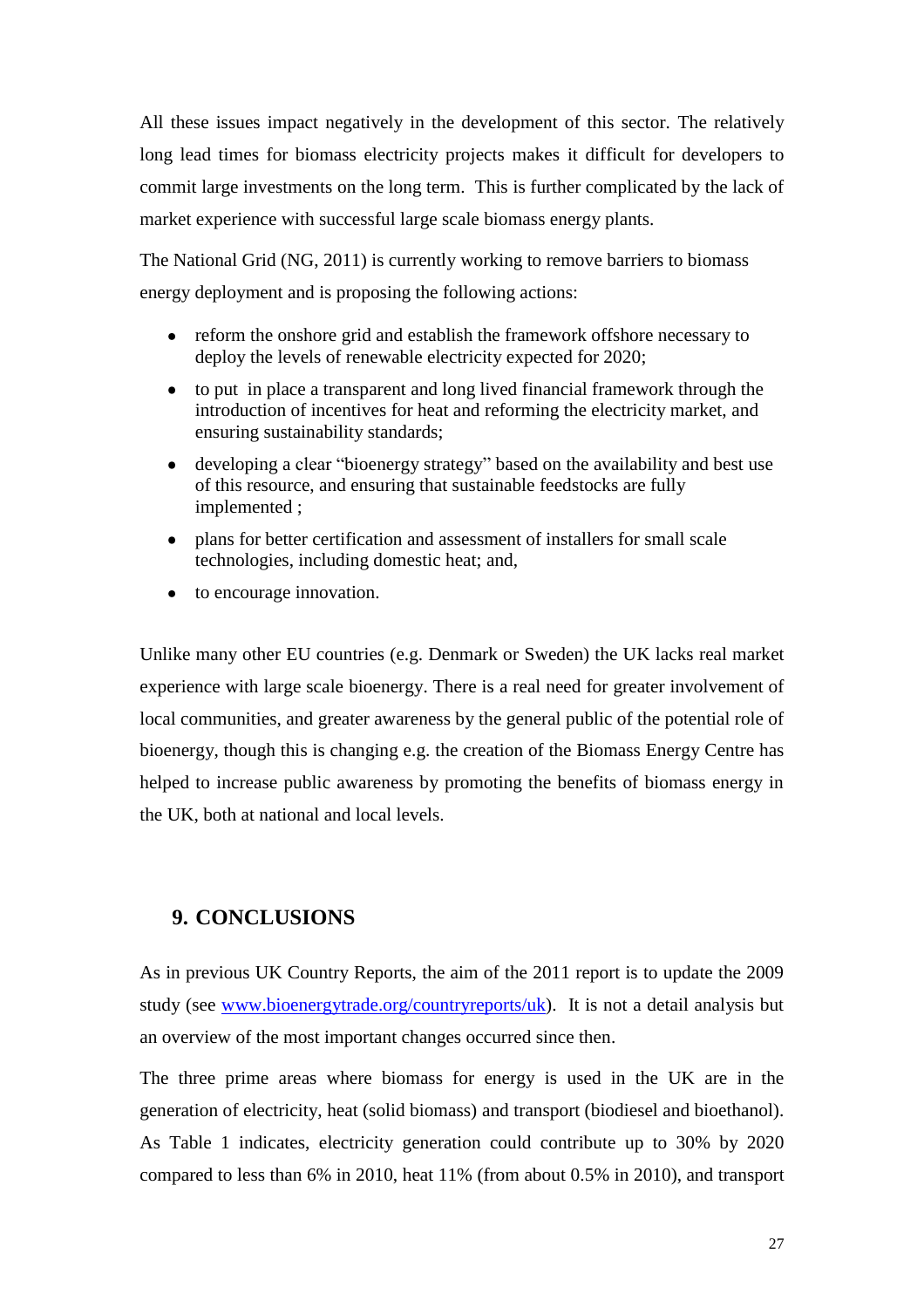All these issues impact negatively in the development of this sector. The relatively long lead times for biomass electricity projects makes it difficult for developers to commit large investments on the long term. This is further complicated by the lack of market experience with successful large scale biomass energy plants.

The National Grid (NG, 2011) is currently working to remove barriers to biomass energy deployment and is proposing the following actions:

- reform the onshore grid and establish the framework offshore necessary to deploy the levels of renewable electricity expected for 2020;
- to put in place a transparent and long lived financial framework through the introduction of incentives for heat and reforming the electricity market, and ensuring sustainability standards;
- developing a clear "bioenergy strategy" based on the availability and best use of this resource, and ensuring that sustainable feedstocks are fully implemented ;
- plans for better certification and assessment of installers for small scale technologies, including domestic heat; and,
- to encourage innovation.

Unlike many other EU countries (e.g. Denmark or Sweden) the UK lacks real market experience with large scale bioenergy. There is a real need for greater involvement of local communities, and greater awareness by the general public of the potential role of bioenergy, though this is changing e.g. the creation of the Biomass Energy Centre has helped to increase public awareness by promoting the benefits of biomass energy in the UK, both at national and local levels.

## 9. CONCLUSIONS

As in previous UK Country Reports, the aim of the 2011 report is to update the 2009 study (see [www.bioenergytrade.org/countryreports/uk](www.bioenergytrade.org/countryreports/uk)). It is not a detail analysis but an overview of the most important changes occurred since then.

The three prime areas where biomass for energy is used in the UK are in the generation of electricity, heat (solid biomass) and transport (biodiesel and bioethanol). As Table 1 indicates, electricity generation could contribute up to 30% by 2020 compared to less than 6% in 2010, heat 11% (from about 0.5% in 2010), and transport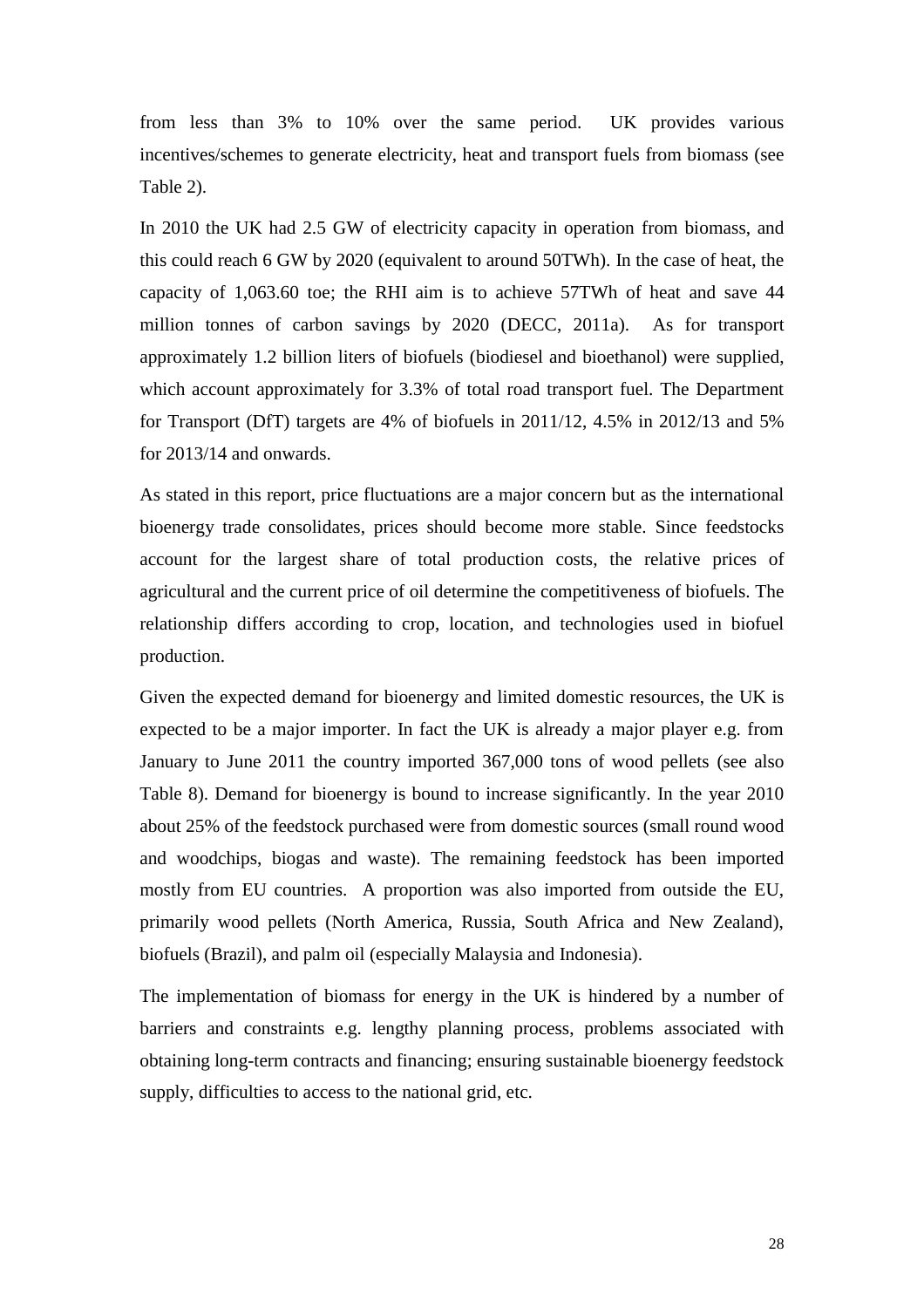from less than 3% to 10% over the same period. UK provides various incentives/schemes to generate electricity, heat and transport fuels from biomass (see Table 2).

In 2010 the UK had 2.5 GW of electricity capacity in operation from biomass, and this could reach 6 GW by 2020 (equivalent to around 50TWh). In the case of heat, the capacity of 1,063.60 toe; the RHI aim is to achieve 57TWh of heat and save 44 million tonnes of carbon savings by 2020 (DECC, 2011a). As for transport approximately 1.2 billion liters of biofuels (biodiesel and bioethanol) were supplied, which account approximately for 3.3% of total road transport fuel. The Department for Transport (DfT) targets are 4% of biofuels in 2011/12, 4.5% in 2012/13 and 5% for 2013/14 and onwards.

As stated in this report, price fluctuations are a major concern but as the international bioenergy trade consolidates, prices should become more stable. Since feedstocks account for the largest share of total production costs, the relative prices of agricultural and the current price of oil determine the competitiveness of biofuels. The relationship differs according to crop, location, and technologies used in biofuel production.

Given the expected demand for bioenergy and limited domestic resources, the UK is expected to be a major importer. In fact the UK is already a major player e.g. from January to June 2011 the country imported 367,000 tons of wood pellets (see also Table 8). Demand for bioenergy is bound to increase significantly. In the year 2010 about 25% of the feedstock purchased were from domestic sources (small round wood and woodchips, biogas and waste). The remaining feedstock has been imported mostly from EU countries. A proportion was also imported from outside the EU, primarily wood pellets (North America, Russia, South Africa and New Zealand), biofuels (Brazil), and palm oil (especially Malaysia and Indonesia).

The implementation of biomass for energy in the UK is hindered by a number of barriers and constraints e.g. lengthy planning process, problems associated with obtaining long-term contracts and financing; ensuring sustainable bioenergy feedstock supply, difficulties to access to the national grid, etc.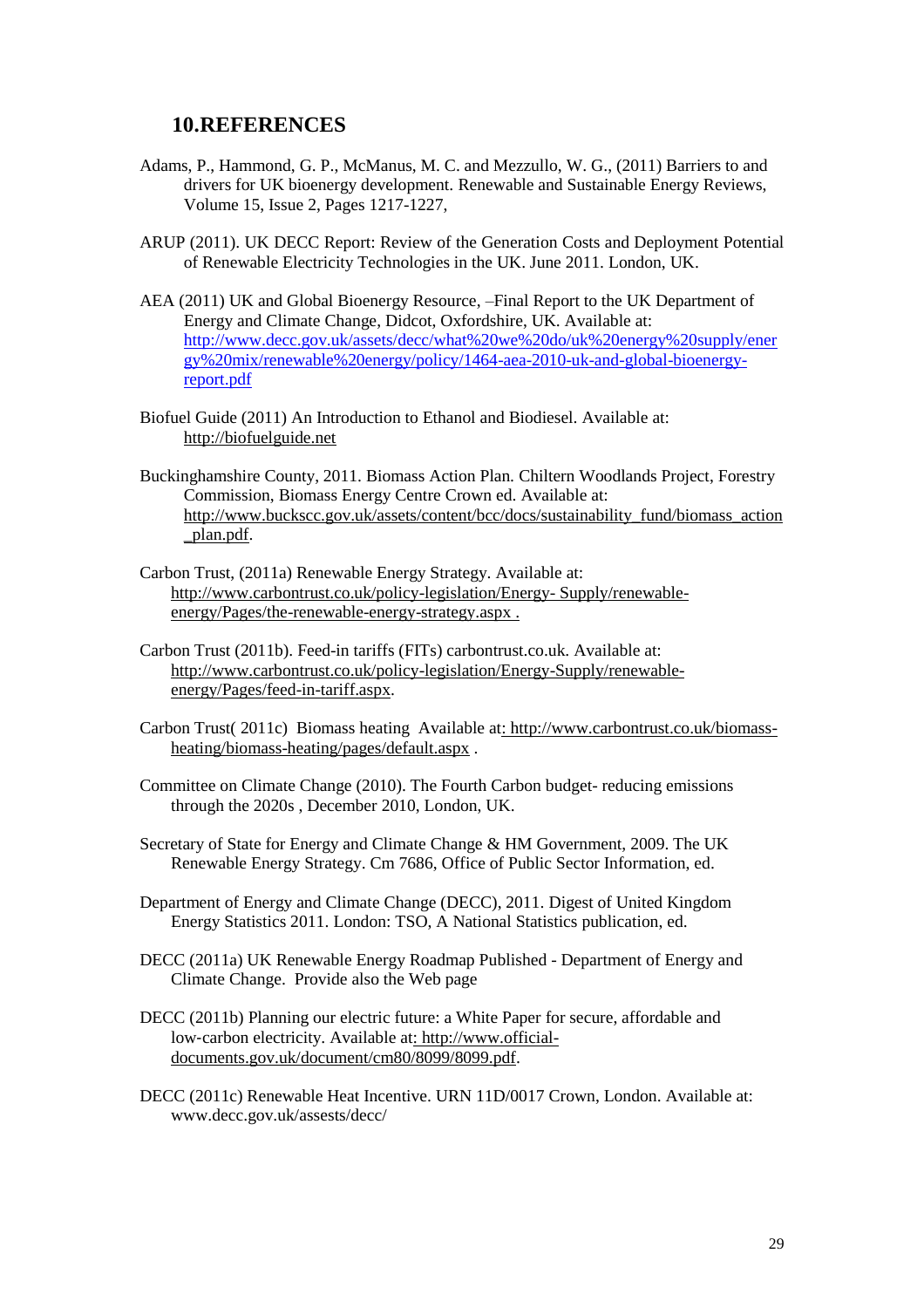## 10.REFERENCES

Adams, P., Hammond, G. P., McManus, M. C. and Mezzullo, W. G., (2011) Barriers to and drivers for UK bioenergy development. Renewable and Sustainable Energy Reviews, Volume 15, Issue 2, Pages 1217-1227,

ARUP (2011). UK DECC Report: Review of the Generation Costs and Deployment Potential of Renewable Electricity Technologies in the UK. June 2011. London, UK.

AEA (2011) UK and Global Bioenergy Resource, –Final Report to the UK Department of Energy and Climate Change, Didcot, Oxfordshire, UK. Available at: http://www.decc.gov.uk/assets/decc/what%20we%20do/uk%20energy%20supply/energy%20mix/renewable%20energy/policy/1464-aea-2010-uk-and-global-bioenergy-report.pdf

Biofuel Guide (2011) An Introduction to Ethanol and Biodiesel. Available at: http://biofuelguide.net

Buckinghamshire County, 2011. Biomass Action Plan. Chiltern Woodlands Project, Forestry Commission, Biomass Energy Centre Crown ed. Available at: http://www.buckscc.gov.uk/assets/content/bcc/docs/sustainability_fund/biomass_action_plan.pdf.

Carbon Trust, (2011a) Renewable Energy Strategy. Available at: http://www.carbontrust.co.uk/policy-legislation/Energy- Supply/renewable-energy/Pages/the-renewable-energy-strategy.aspx .

Carbon Trust (2011b). Feed-in tariffs (FITs) carbontrust.co.uk. Available at: http://www.carbontrust.co.uk/policy-legislation/Energy-Supply/renewable-energy/Pages/feed-in-tariff.aspx.

Carbon Trust( 2011c) Biomass heating Available at: http://www.carbontrust.co.uk/biomass-heating/biomass-heating/pages/default.aspx .

Committee on Climate Change (2010). The Fourth Carbon budget- reducing emissions through the 2020s , December 2010, London, UK.

Secretary of State for Energy and Climate Change & HM Government, 2009. The UK Renewable Energy Strategy. Cm 7686, Office of Public Sector Information, ed.

Department of Energy and Climate Change (DECC), 2011. Digest of United Kingdom Energy Statistics 2011. London: TSO, A National Statistics publication, ed.

DECC (2011a) UK Renewable Energy Roadmap Published - Department of Energy and Climate Change. Provide also the Web page

DECC (2011b) Planning our electric future: a White Paper for secure, affordable and low-carbon electricity. Available at: http://www.official-documents.gov.uk/document/cm80/8099/8099.pdf.

DECC (2011c) Renewable Heat Incentive. URN 11D/0017 Crown, London. Available at: www.decc.gov.uk/assests/decc/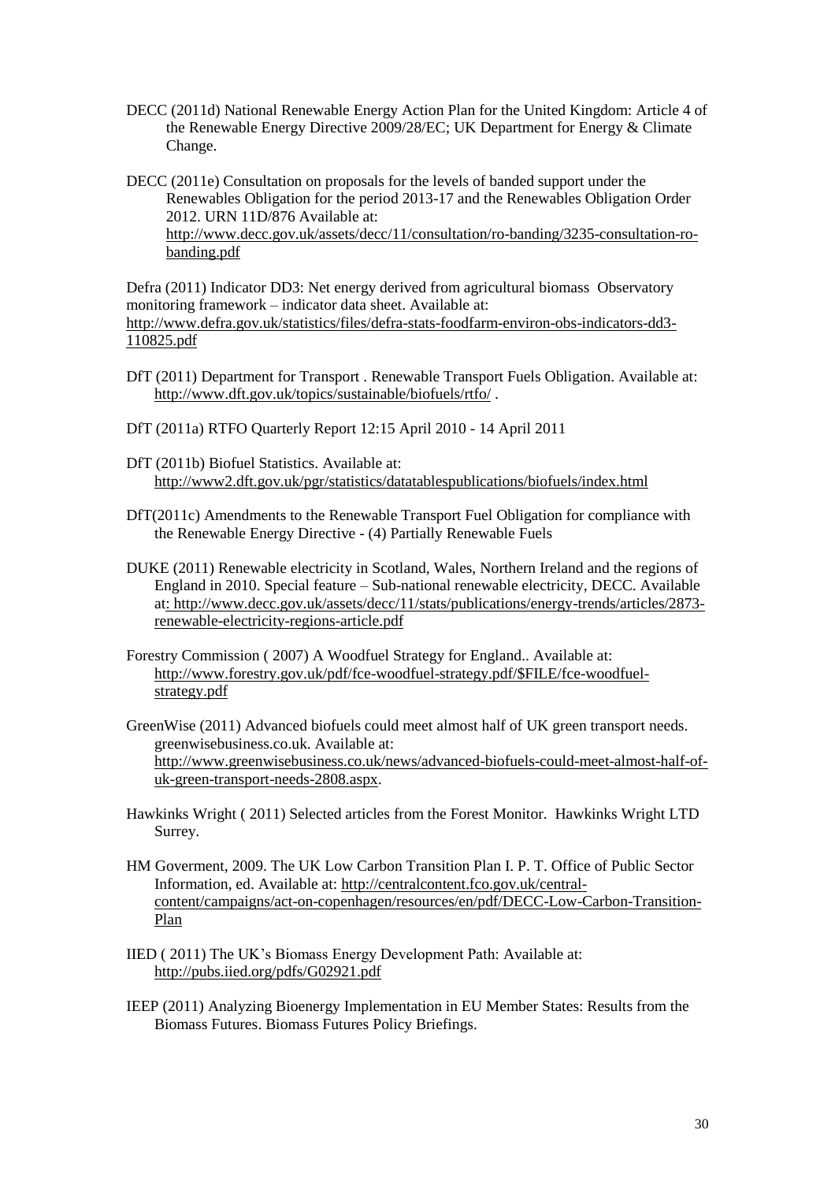DECC (2011d) National Renewable Energy Action Plan for the United Kingdom: Article 4 of the Renewable Energy Directive 2009/28/EC; UK Department for Energy & Climate Change.

DECC (2011e) Consultation on proposals for the levels of banded support under the Renewables Obligation for the period 2013-17 and the Renewables Obligation Order 2012. URN 11D/876 Available at: http://www.decc.gov.uk/assets/decc/11/consultation/ro-banding/3235-consultation-ro-banding.pdf

Defra (2011) Indicator DD3: Net energy derived from agricultural biomass Observatory monitoring framework – indicator data sheet. Available at: http://www.defra.gov.uk/statistics/files/defra-stats-foodfarm-environ-obs-indicators-dd3-110825.pdf

DfT (2011) Department for Transport . Renewable Transport Fuels Obligation. Available at: http://www.dft.gov.uk/topics/sustainable/biofuels/rtfo/ .

DfT (2011a) RTFO Quarterly Report 12:15 April 2010 - 14 April 2011

DfT (2011b) Biofuel Statistics. Available at: http://www2.dft.gov.uk/pgr/statistics/datatablespublications/biofuels/index.html

DfT(2011c) Amendments to the Renewable Transport Fuel Obligation for compliance with the Renewable Energy Directive - (4) Partially Renewable Fuels

DUKE (2011) Renewable electricity in Scotland, Wales, Northern Ireland and the regions of England in 2010. Special feature – Sub-national renewable electricity, DECC. Available at: http://www.decc.gov.uk/assets/decc/11/stats/publications/energy-trends/articles/2873-renewable-electricity-regions-article.pdf

Forestry Commission ( 2007) A Woodfuel Strategy for England.. Available at: http://www.forestry.gov.uk/pdf/fce-woodfuel-strategy.pdf/$FILE/fce-woodfuel-strategy.pdf

GreenWise (2011) Advanced biofuels could meet almost half of UK green transport needs. greenwisebusiness.co.uk. Available at: http://www.greenwisebusiness.co.uk/news/advanced-biofuels-could-meet-almost-half-of-uk-green-transport-needs-2808.aspx.

Hawkinks Wright ( 2011) Selected articles from the Forest Monitor. Hawkinks Wright LTD Surrey.

HM Goverment, 2009. The UK Low Carbon Transition Plan I. P. T. Office of Public Sector Information, ed. Available at: http://centralcontent.fco.gov.uk/central-content/campaigns/act-on-copenhagen/resources/en/pdf/DECC-Low-Carbon-Transition-Plan

IIED ( 2011) The UK's Biomass Energy Development Path: Available at: http://pubs.iied.org/pdfs/G02921.pdf

IEEP (2011) Analyzing Bioenergy Implementation in EU Member States: Results from the Biomass Futures. Biomass Futures Policy Briefings.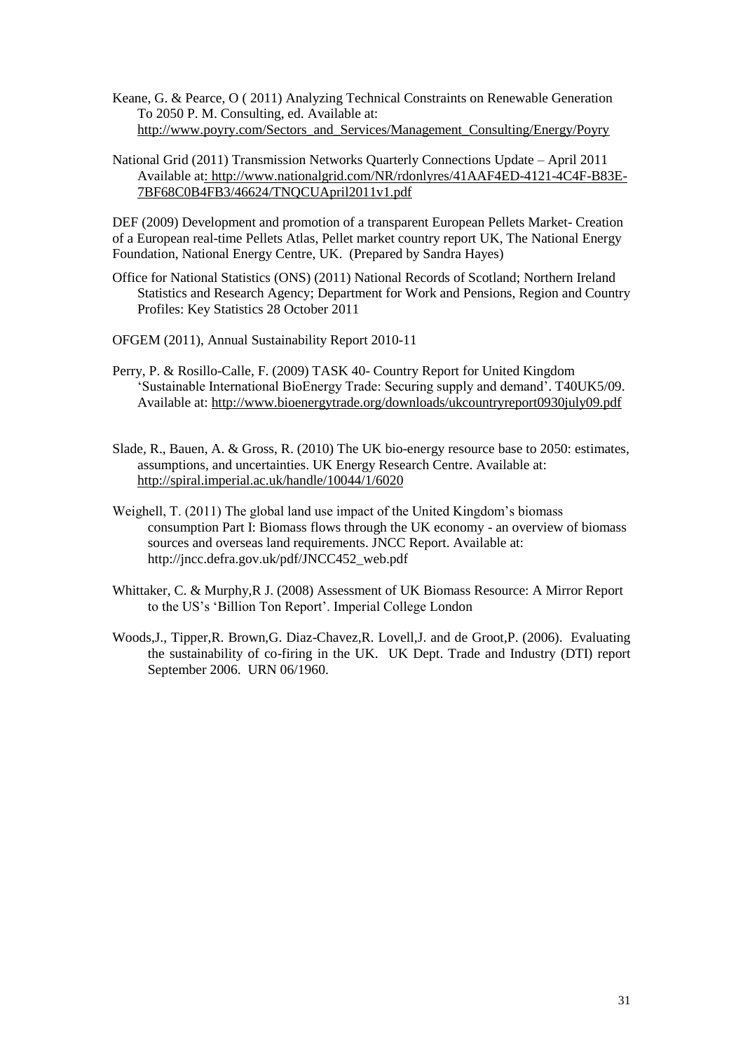Keane, G. & Pearce, O ( 2011) Analyzing Technical Constraints on Renewable Generation To 2050 P. M. Consulting, ed. Available at: http://www.poyry.com/Sectors_and_Services/Management_Consulting/Energy/Poyry

National Grid (2011) Transmission Networks Quarterly Connections Update – April 2011 Available at: http://www.nationalgrid.com/NR/rdonlyres/41AAF4ED-4121-4C4F-B83E-7BF68C0B4FB3/46624/TNQCUApril2011v1.pdf

DEF (2009) Development and promotion of a transparent European Pellets Market- Creation of a European real-time Pellets Atlas, Pellet market country report UK, The National Energy Foundation, National Energy Centre, UK. (Prepared by Sandra Hayes)

Office for National Statistics (ONS) (2011) National Records of Scotland; Northern Ireland Statistics and Research Agency; Department for Work and Pensions, Region and Country Profiles: Key Statistics 28 October 2011

OFGEM (2011), Annual Sustainability Report 2010-11

Perry, P. & Rosillo-Calle, F. (2009) TASK 40- Country Report for United Kingdom 'Sustainable International BioEnergy Trade: Securing supply and demand'. T40UK5/09. Available at: http://www.bioenergytrade.org/downloads/ukcountryreport0930july09.pdf

Slade, R., Bauen, A. & Gross, R. (2010) The UK bio-energy resource base to 2050: estimates, assumptions, and uncertainties. UK Energy Research Centre. Available at: http://spiral.imperial.ac.uk/handle/10044/1/6020

Weighell, T. (2011) The global land use impact of the United Kingdom's biomass consumption Part I: Biomass flows through the UK economy - an overview of biomass sources and overseas land requirements. JNCC Report. Available at: http://jncc.defra.gov.uk/pdf/JNCC452_web.pdf

Whittaker, C. & Murphy,R J. (2008) Assessment of UK Biomass Resource: A Mirror Report to the US's 'Billion Ton Report'. Imperial College London

Woods,J., Tipper,R. Brown,G. Diaz-Chavez,R. Lovell,J. and de Groot,P. (2006). Evaluating the sustainability of co-firing in the UK. UK Dept. Trade and Industry (DTI) report September 2006. URN 06/1960.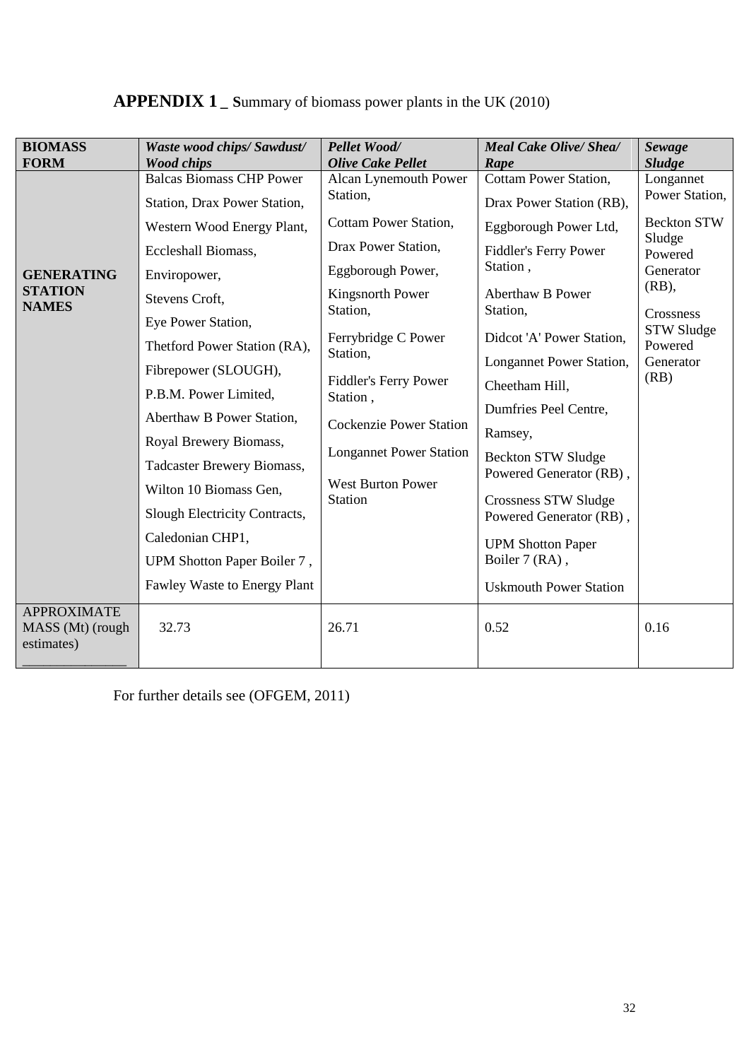## APPENDIX 1 _ Summary of biomass power plants in the UK (2010)

| BIOMASS FORM | *Waste wood chips/ Sawdust/ Wood chips* | *Pellet Wood/ Olive Cake Pellet* | *Meal Cake Olive/ Shea/ Rape* | *Sewage Sludge* |
|---|---|---|---|---|
| **GENERATING STATION NAMES** | Balcas Biomass CHP Power Station, Drax Power Station, Western Wood Energy Plant, Eccleshall Biomass, Enviropower, Stevens Croft, Eye Power Station, Thetford Power Station (RA), Fibrepower (SLOUGH), P.B.M. Power Limited, Aberthaw B Power Station, Royal Brewery Biomass, Tadcaster Brewery Biomass, Wilton 10 Biomass Gen, Slough Electricity Contracts, Caledonian CHP1, UPM Shotton Paper Boiler 7 , Fawley Waste to Energy Plant | Alcan Lynemouth Power Station, Cottam Power Station, Drax Power Station, Eggborough Power, Kingsnorth Power Station, Ferrybridge C Power Station, Fiddler's Ferry Power Station , Cockenzie Power Station Longannet Power Station West Burton Power Station | Cottam Power Station, Drax Power Station (RB), Eggborough Power Ltd, Fiddler's Ferry Power Station , Aberthaw B Power Station, Didcot 'A' Power Station, Longannet Power Station, Cheetham Hill, Dumfries Peel Centre, Ramsey, Beckton STW Sludge Powered Generator (RB) , Crossness STW Sludge Powered Generator (RB) , UPM Shotton Paper Boiler 7 (RA) , Uskmouth Power Station | Longannet Power Station, Beckton STW Sludge Powered Generator (RB), Crossness STW Sludge Powered Generator (RB) |
| APPROXIMATE MASS (Mt) (rough estimates) | 32.73 | 26.71 | 0.52 | 0.16 |

For further details see (OFGEM, 2011)